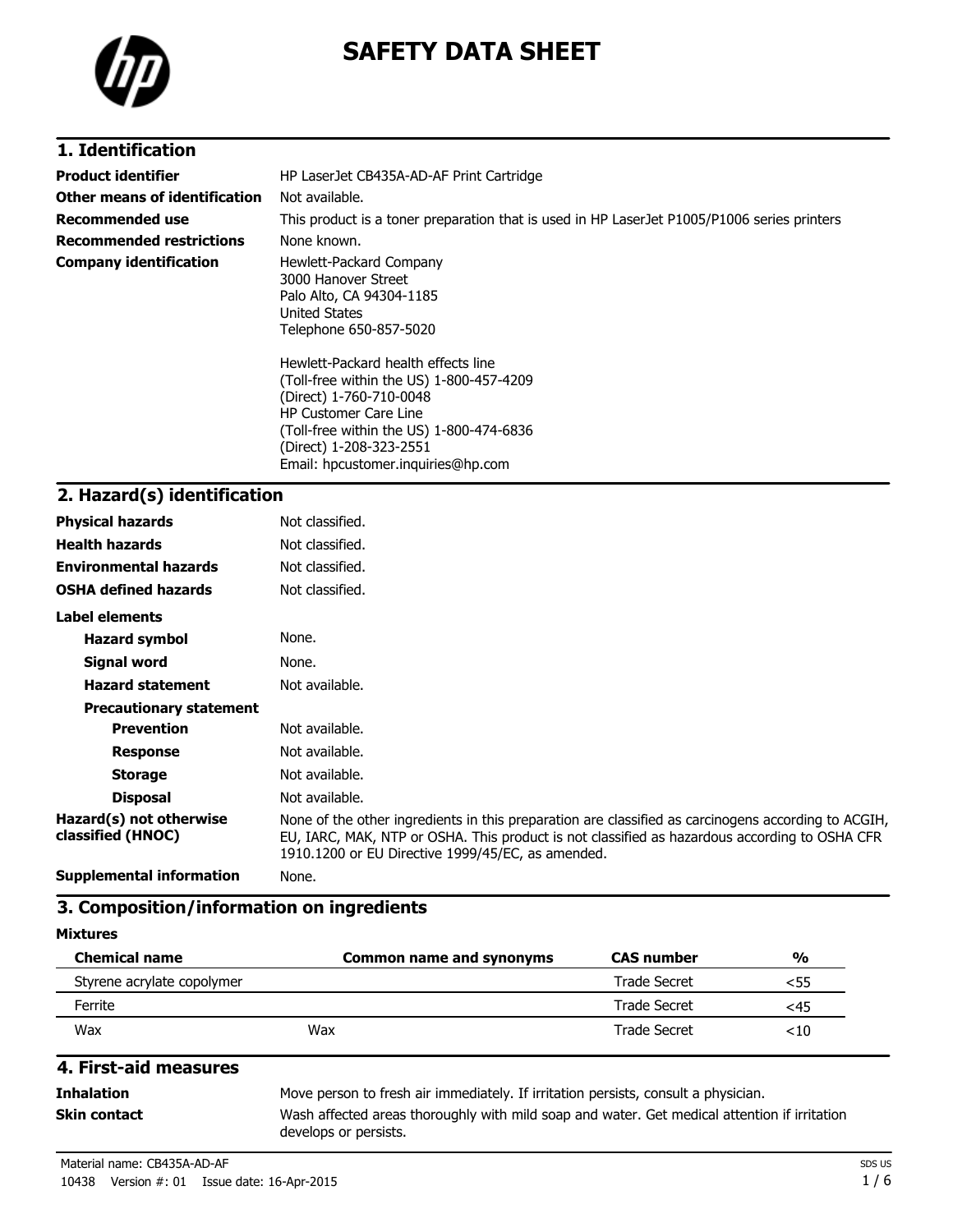# SAFETY DATA SHEET

## 1. Identification

| | |
|---|---|
| **Product identifier** | HP LaserJet CB435A-AD-AF Print Cartridge |
| **Other means of identification** | Not available. |
| **Recommended use** | This product is a toner preparation that is used in HP LaserJet P1005/P1006 series printers |
| **Recommended restrictions** | None known. |
| **Company identification** | Hewlett-Packard Company<br>3000 Hanover Street<br>Palo Alto, CA 94304-1185<br>United States<br>Telephone 650-857-5020<br><br>Hewlett-Packard health effects line<br>(Toll-free within the US) 1-800-457-4209<br>(Direct) 1-760-710-0048<br>HP Customer Care Line<br>(Toll-free within the US) 1-800-474-6836<br>(Direct) 1-208-323-2551<br>Email: hpcustomer.inquiries@hp.com |

## 2. Hazard(s) identification

| | |
|---|---|
| **Physical hazards** | Not classified. |
| **Health hazards** | Not classified. |
| **Environmental hazards** | Not classified. |
| **OSHA defined hazards** | Not classified. |

**Label elements**

| | |
|---|---|
| **Hazard symbol** | None. |
| **Signal word** | None. |
| **Hazard statement** | Not available. |
| **Precautionary statement** | |
| **Prevention** | Not available. |
| **Response** | Not available. |
| **Storage** | Not available. |
| **Disposal** | Not available. |
| **Hazard(s) not otherwise classified (HNOC)** | None of the other ingredients in this preparation are classified as carcinogens according to ACGIH, EU, IARC, MAK, NTP or OSHA. This product is not classified as hazardous according to OSHA CFR 1910.1200 or EU Directive 1999/45/EC, as amended. |
| **Supplemental information** | None. |

## 3. Composition/information on ingredients

**Mixtures**

| Chemical name | Common name and synonyms | CAS number | % |
|---|---|---|---|
| Styrene acrylate copolymer | | Trade Secret | <55 |
| Ferrite | | Trade Secret | <45 |
| Wax | Wax | Trade Secret | <10 |

## 4. First-aid measures

| | |
|---|---|
| **Inhalation** | Move person to fresh air immediately. If irritation persists, consult a physician. |
| **Skin contact** | Wash affected areas thoroughly with mild soap and water. Get medical attention if irritation develops or persists. |

Material name: CB435A-AD-AF
10438 Version #: 01 Issue date: 16-Apr-2015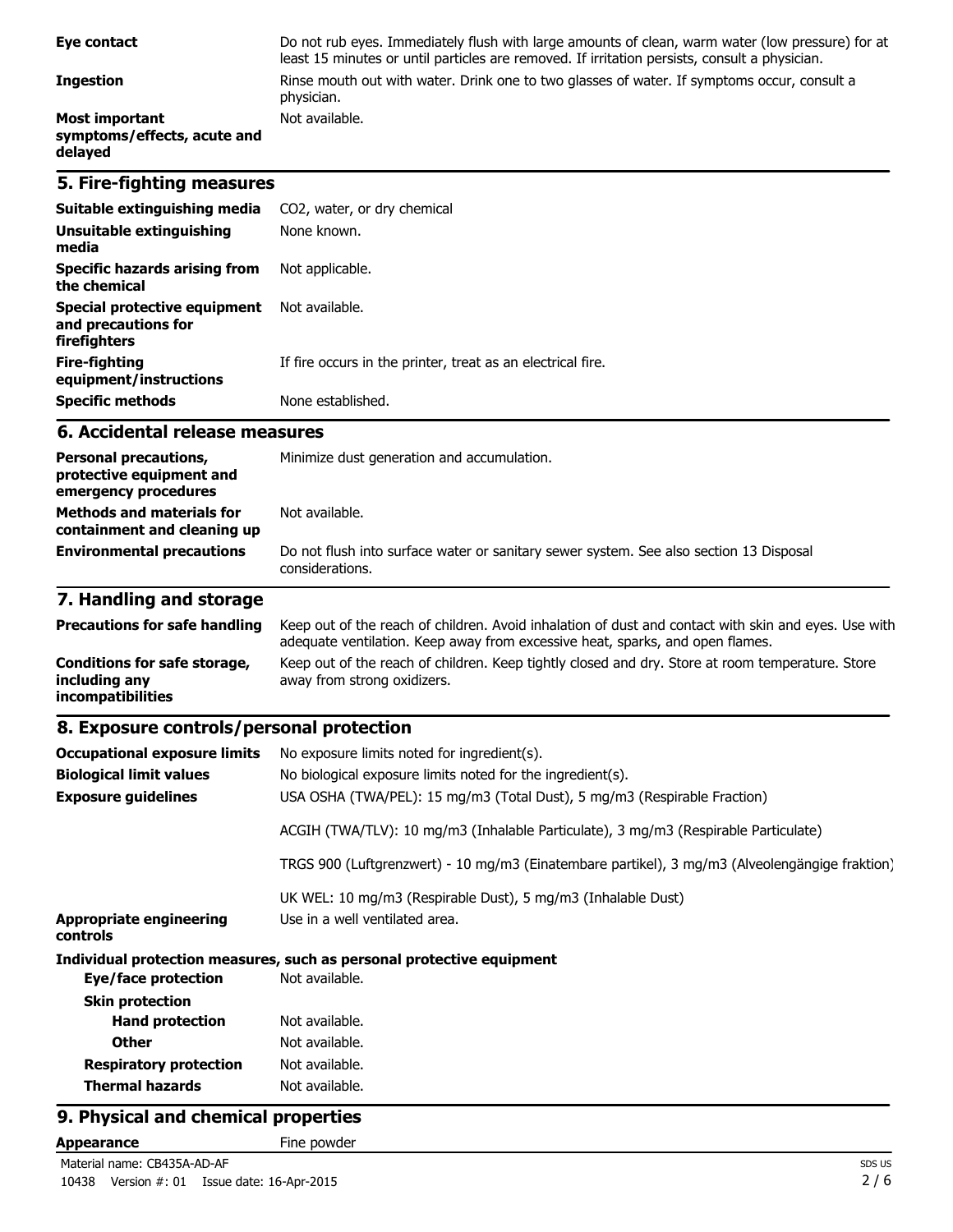| | |
|---|---|
| **Eye contact** | Do not rub eyes. Immediately flush with large amounts of clean, warm water (low pressure) for at least 15 minutes or until particles are removed. If irritation persists, consult a physician. |
| **Ingestion** | Rinse mouth out with water. Drink one to two glasses of water. If symptoms occur, consult a physician. |
| **Most important symptoms/effects, acute and delayed** | Not available. |

## 5. Fire-fighting measures

| | |
|---|---|
| **Suitable extinguishing media** | $CO_2$, water, or dry chemical |
| **Unsuitable extinguishing media** | None known. |
| **Specific hazards arising from the chemical** | Not applicable. |
| **Special protective equipment and precautions for firefighters** | Not available. |
| **Fire-fighting equipment/instructions** | If fire occurs in the printer, treat as an electrical fire. |
| **Specific methods** | None established. |

## 6. Accidental release measures

| | |
|---|---|
| **Personal precautions, protective equipment and emergency procedures** | Minimize dust generation and accumulation. |
| **Methods and materials for containment and cleaning up** | Not available. |
| **Environmental precautions** | Do not flush into surface water or sanitary sewer system. See also section 13 Disposal considerations. |

## 7. Handling and storage

| | |
|---|---|
| **Precautions for safe handling** | Keep out of the reach of children. Avoid inhalation of dust and contact with skin and eyes. Use with adequate ventilation. Keep away from excessive heat, sparks, and open flames. |
| **Conditions for safe storage, including any incompatibilities** | Keep out of the reach of children. Keep tightly closed and dry. Store at room temperature. Store away from strong oxidizers. |

## 8. Exposure controls/personal protection

| | |
|---|---|
| **Occupational exposure limits** | No exposure limits noted for ingredient(s). |
| **Biological limit values** | No biological exposure limits noted for the ingredient(s). |
| **Exposure guidelines** | USA OSHA (TWA/PEL): 15 mg/m3 (Total Dust), 5 mg/m3 (Respirable Fraction)<br><br>ACGIH (TWA/TLV): 10 mg/m3 (Inhalable Particulate), 3 mg/m3 (Respirable Particulate)<br><br>TRGS 900 (Luftgrenzwert) - 10 mg/m3 (Einatembare partikel), 3 mg/m3 (Alveolengängige fraktion)<br><br>UK WEL: 10 mg/m3 (Respirable Dust), 5 mg/m3 (Inhalable Dust) |
| **Appropriate engineering controls** | Use in a well ventilated area. |

**Individual protection measures, such as personal protective equipment**

| | |
|---|---|
| **Eye/face protection** | Not available. |
| **Skin protection** | |
| **Hand protection** | Not available. |
| **Other** | Not available. |
| **Respiratory protection** | Not available. |
| **Thermal hazards** | Not available. |

## 9. Physical and chemical properties

| | |
|---|---|
| **Appearance** | Fine powder |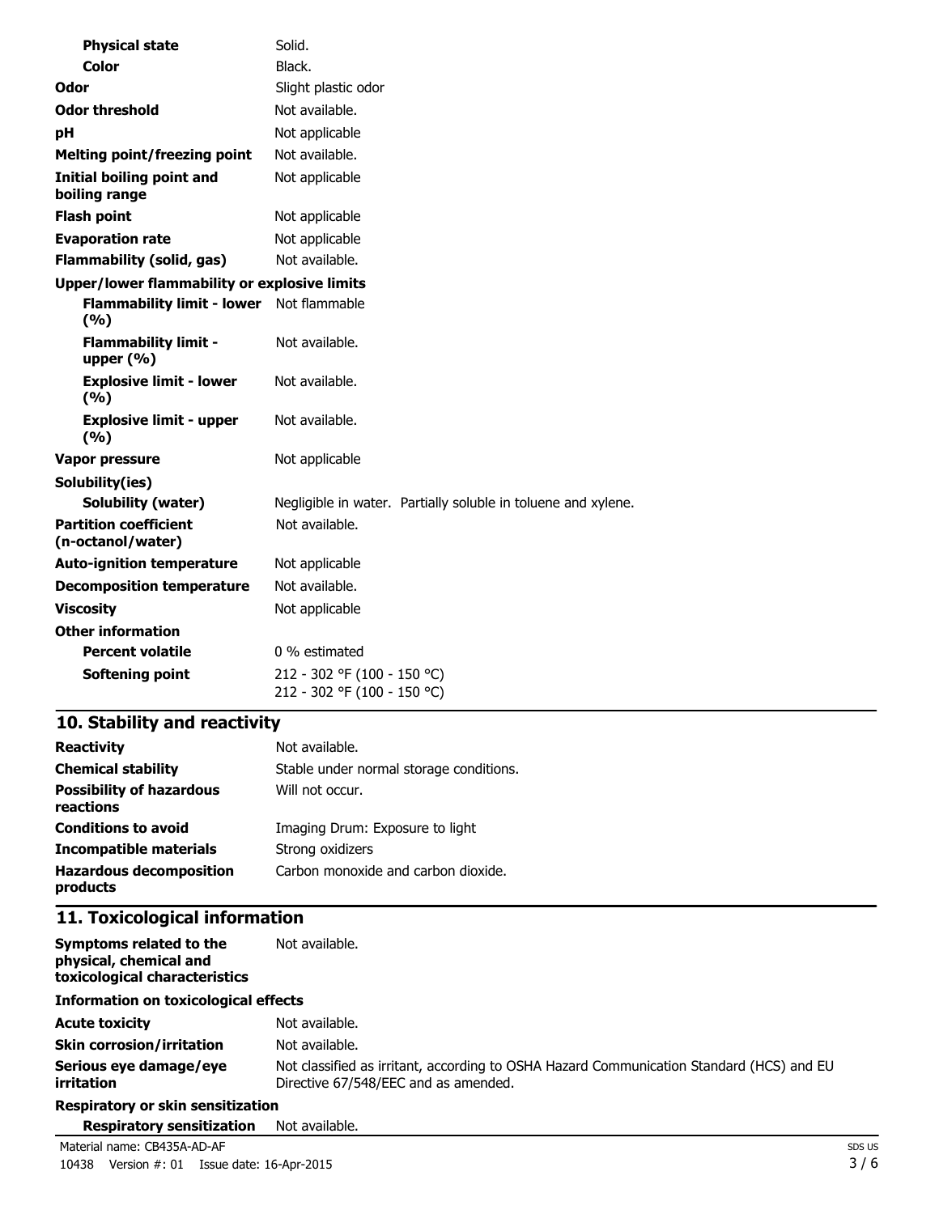| | |
|---|---|
| **Physical state** | Solid. |
| **Color** | Black. |
| **Odor** | Slight plastic odor |
| **Odor threshold** | Not available. |
| **pH** | Not applicable |
| **Melting point/freezing point** | Not available. |
| **Initial boiling point and boiling range** | Not applicable |
| **Flash point** | Not applicable |
| **Evaporation rate** | Not applicable |
| **Flammability (solid, gas)** | Not available. |
| **Upper/lower flammability or explosive limits** | |
| **Flammability limit - lower (%)** | Not flammable |
| **Flammability limit - upper (%)** | Not available. |
| **Explosive limit - lower (%)** | Not available. |
| **Explosive limit - upper (%)** | Not available. |
| **Vapor pressure** | Not applicable |
| **Solubility(ies)** | |
| **Solubility (water)** | Negligible in water. Partially soluble in toluene and xylene. |
| **Partition coefficient (n-octanol/water)** | Not available. |
| **Auto-ignition temperature** | Not applicable |
| **Decomposition temperature** | Not available. |
| **Viscosity** | Not applicable |
| **Other information** | |
| **Percent volatile** | 0 % estimated |
| **Softening point** | 212 - 302 °F (100 - 150 °C)<br>212 - 302 °F (100 - 150 °C) |

## 10. Stability and reactivity

| | |
|---|---|
| **Reactivity** | Not available. |
| **Chemical stability** | Stable under normal storage conditions. |
| **Possibility of hazardous reactions** | Will not occur. |
| **Conditions to avoid** | Imaging Drum: Exposure to light |
| **Incompatible materials** | Strong oxidizers |
| **Hazardous decomposition products** | Carbon monoxide and carbon dioxide. |

## 11. Toxicological information

| | |
|---|---|
| **Symptoms related to the physical, chemical and toxicological characteristics** | Not available. |
| **Information on toxicological effects** | |
| **Acute toxicity** | Not available. |
| **Skin corrosion/irritation** | Not available. |
| **Serious eye damage/eye irritation** | Not classified as irritant, according to OSHA Hazard Communication Standard (HCS) and EU Directive 67/548/EEC and as amended. |
| **Respiratory or skin sensitization** | |
| **Respiratory sensitization** | Not available. |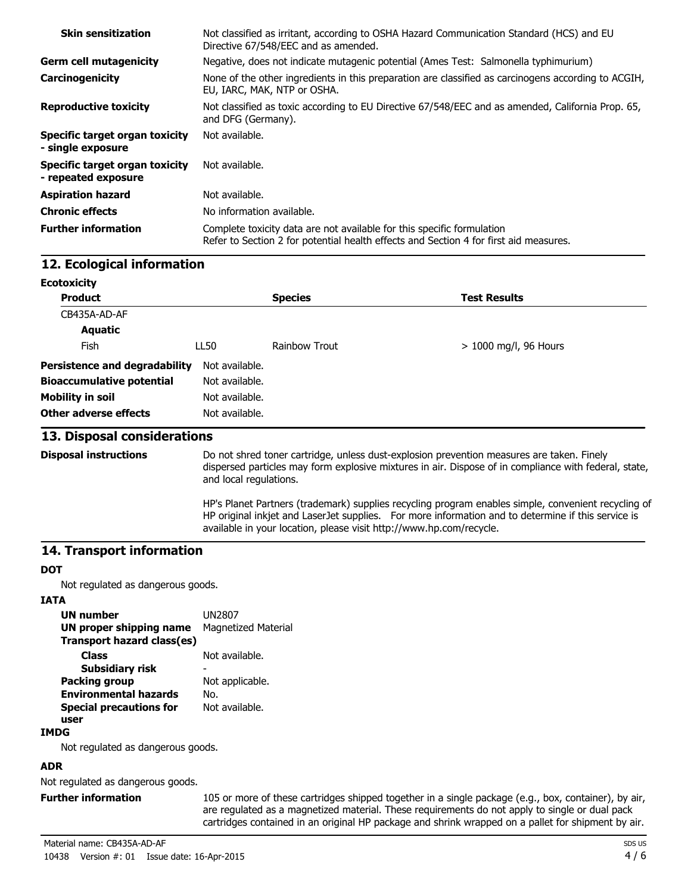| | |
|---|---|
| **Skin sensitization** | Not classified as irritant, according to OSHA Hazard Communication Standard (HCS) and EU Directive 67/548/EEC and as amended. |
| **Germ cell mutagenicity** | Negative, does not indicate mutagenic potential (Ames Test: Salmonella typhimurium) |
| **Carcinogenicity** | None of the other ingredients in this preparation are classified as carcinogens according to ACGIH, EU, IARC, MAK, NTP or OSHA. |
| **Reproductive toxicity** | Not classified as toxic according to EU Directive 67/548/EEC and as amended, California Prop. 65, and DFG (Germany). |
| **Specific target organ toxicity - single exposure** | Not available. |
| **Specific target organ toxicity - repeated exposure** | Not available. |
| **Aspiration hazard** | Not available. |
| **Chronic effects** | No information available. |
| **Further information** | Complete toxicity data are not available for this specific formulation<br>Refer to Section 2 for potential health effects and Section 4 for first aid measures. |

## 12. Ecological information

**Ecotoxicity**

| Product | | Species | Test Results |
|---|---|---|---|
| CB435A-AD-AF | | | |
| **Aquatic** | | | |
| Fish | LL50 | Rainbow Trout | > 1000 mg/l, 96 Hours |

| | |
|---|---|
| **Persistence and degradability** | Not available. |
| **Bioaccumulative potential** | Not available. |
| **Mobility in soil** | Not available. |
| **Other adverse effects** | Not available. |

## 13. Disposal considerations

**Disposal instructions**

Do not shred toner cartridge, unless dust-explosion prevention measures are taken. Finely dispersed particles may form explosive mixtures in air. Dispose of in compliance with federal, state, and local regulations.

HP's Planet Partners (trademark) supplies recycling program enables simple, convenient recycling of HP original inkjet and LaserJet supplies. For more information and to determine if this service is available in your location, please visit http://www.hp.com/recycle.

## 14. Transport information

**DOT**

Not regulated as dangerous goods.

**IATA**

| | |
|---|---|
| **UN number** | UN2807 |
| **UN proper shipping name** | Magnetized Material |
| **Transport hazard class(es)** | |
| **Class** | Not available. |
| **Subsidiary risk** | - |
| **Packing group** | Not applicable. |
| **Environmental hazards** | No. |
| **Special precautions for user** | Not available. |

**IMDG**

Not regulated as dangerous goods.

**ADR**

Not regulated as dangerous goods.

**Further information**

105 or more of these cartridges shipped together in a single package (e.g., box, container), by air, are regulated as a magnetized material. These requirements do not apply to single or dual pack cartridges contained in an original HP package and shrink wrapped on a pallet for shipment by air.

Material name: CB435A-AD-AF

10438 Version #: 01 Issue date: 16-Apr-2015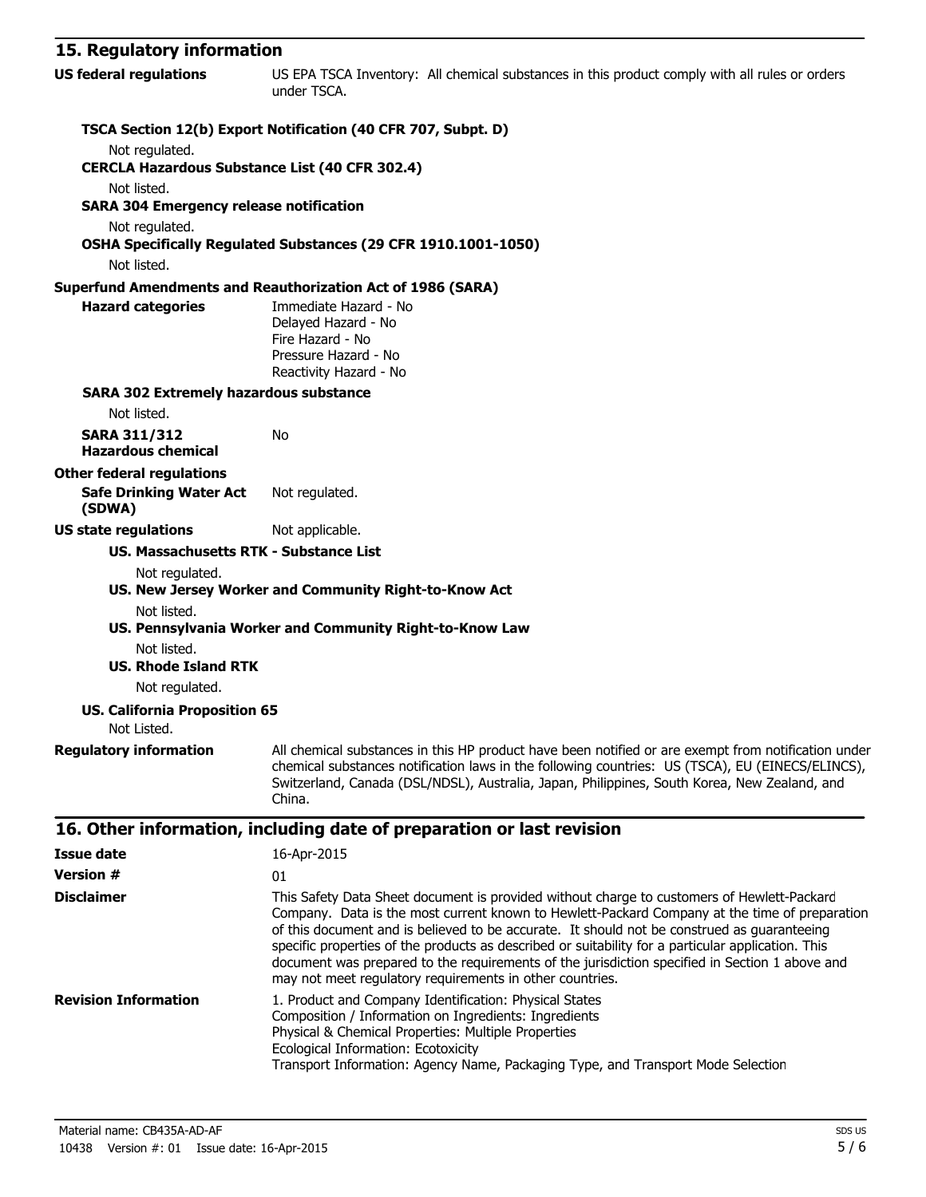## 15. Regulatory information

**US federal regulations** US EPA TSCA Inventory: All chemical substances in this product comply with all rules or orders under TSCA.

**TSCA Section 12(b) Export Notification (40 CFR 707, Subpt. D)**

Not regulated.

**CERCLA Hazardous Substance List (40 CFR 302.4)**

Not listed.

**SARA 304 Emergency release notification**

Not regulated.

**OSHA Specifically Regulated Substances (29 CFR 1910.1001-1050)**

Not listed.

**Superfund Amendments and Reauthorization Act of 1986 (SARA)**

**Hazard categories**
Immediate Hazard - No
Delayed Hazard - No
Fire Hazard - No
Pressure Hazard - No
Reactivity Hazard - No

**SARA 302 Extremely hazardous substance**

Not listed.

**SARA 311/312 Hazardous chemical** No

**Other federal regulations**

**Safe Drinking Water Act (SDWA)** Not regulated.

**US state regulations** Not applicable.

**US. Massachusetts RTK - Substance List**

Not regulated.

**US. New Jersey Worker and Community Right-to-Know Act**

Not listed.

**US. Pennsylvania Worker and Community Right-to-Know Law**

Not listed.

**US. Rhode Island RTK**

Not regulated.

**US. California Proposition 65**

Not Listed.

**Regulatory information** All chemical substances in this HP product have been notified or are exempt from notification under chemical substances notification laws in the following countries: US (TSCA), EU (EINECS/ELINCS), Switzerland, Canada (DSL/NDSL), Australia, Japan, Philippines, South Korea, New Zealand, and China.

## 16. Other information, including date of preparation or last revision

**Issue date** 16-Apr-2015

**Version #** 01

**Disclaimer** This Safety Data Sheet document is provided without charge to customers of Hewlett-Packard Company. Data is the most current known to Hewlett-Packard Company at the time of preparation of this document and is believed to be accurate. It should not be construed as guaranteeing specific properties of the products as described or suitability for a particular application. This document was prepared to the requirements of the jurisdiction specified in Section 1 above and may not meet regulatory requirements in other countries.

**Revision Information**
1. Product and Company Identification: Physical States
Composition / Information on Ingredients: Ingredients
Physical & Chemical Properties: Multiple Properties
Ecological Information: Ecotoxicity
Transport Information: Agency Name, Packaging Type, and Transport Mode Selection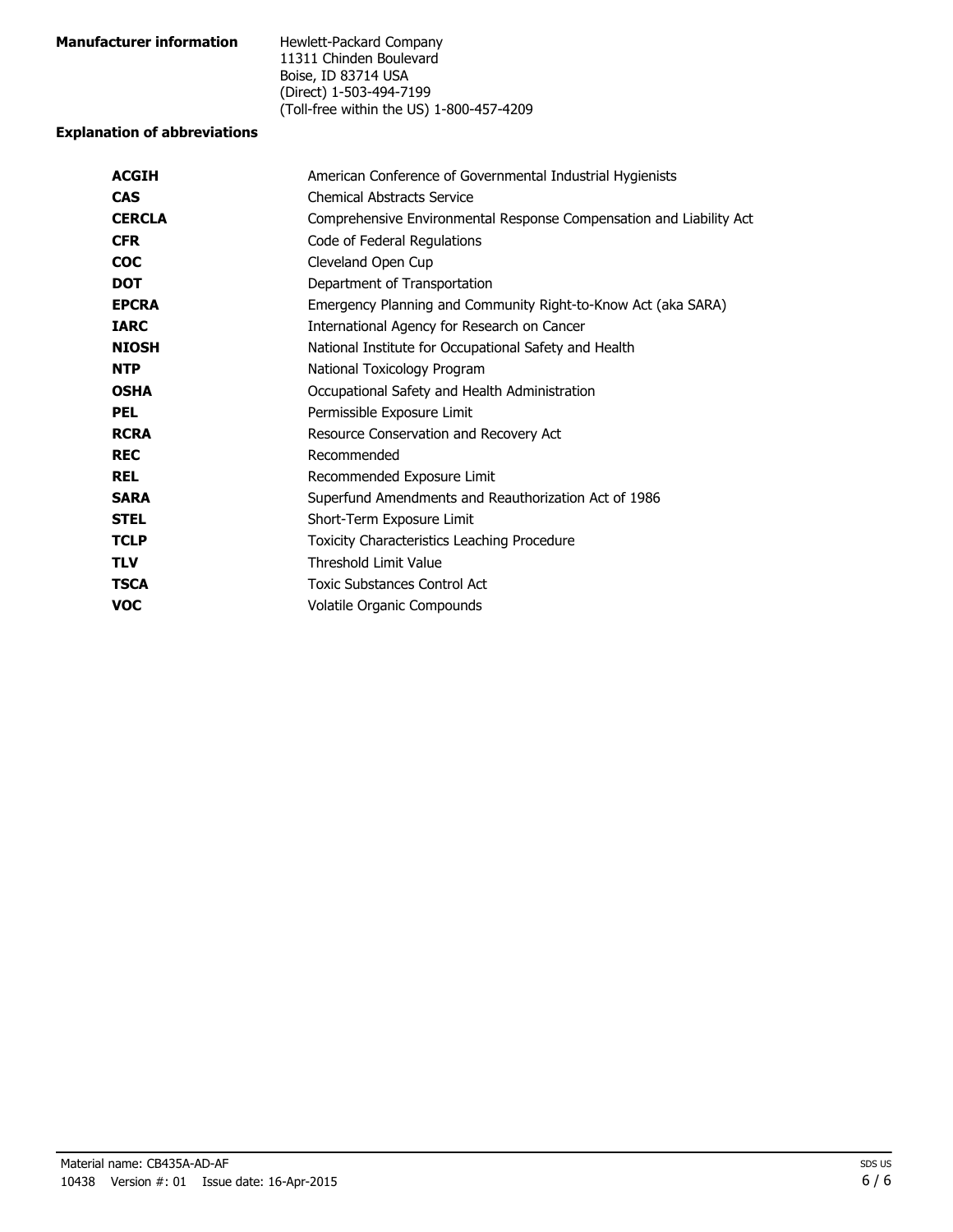**Manufacturer information**

Hewlett-Packard Company
11311 Chinden Boulevard
Boise, ID 83714 USA
(Direct) 1-503-494-7199
(Toll-free within the US) 1-800-457-4209

**Explanation of abbreviations**

| | |
|---|---|
| **ACGIH** | American Conference of Governmental Industrial Hygienists |
| **CAS** | Chemical Abstracts Service |
| **CERCLA** | Comprehensive Environmental Response Compensation and Liability Act |
| **CFR** | Code of Federal Regulations |
| **COC** | Cleveland Open Cup |
| **DOT** | Department of Transportation |
| **EPCRA** | Emergency Planning and Community Right-to-Know Act (aka SARA) |
| **IARC** | International Agency for Research on Cancer |
| **NIOSH** | National Institute for Occupational Safety and Health |
| **NTP** | National Toxicology Program |
| **OSHA** | Occupational Safety and Health Administration |
| **PEL** | Permissible Exposure Limit |
| **RCRA** | Resource Conservation and Recovery Act |
| **REC** | Recommended |
| **REL** | Recommended Exposure Limit |
| **SARA** | Superfund Amendments and Reauthorization Act of 1986 |
| **STEL** | Short-Term Exposure Limit |
| **TCLP** | Toxicity Characteristics Leaching Procedure |
| **TLV** | Threshold Limit Value |
| **TSCA** | Toxic Substances Control Act |
| **VOC** | Volatile Organic Compounds |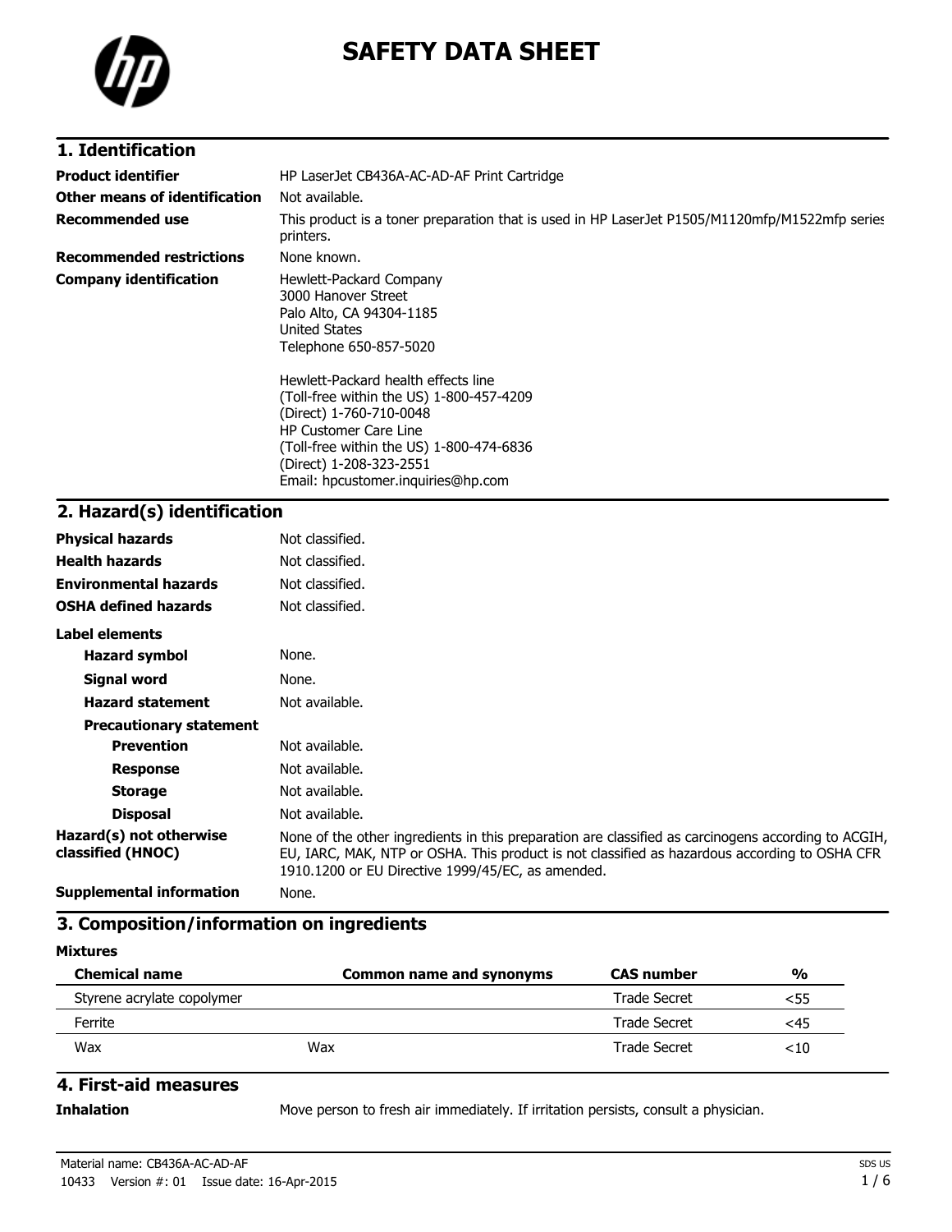# SAFETY DATA SHEET

## 1. Identification

| | |
|---|---|
| **Product identifier** | HP LaserJet CB436A-AC-AD-AF Print Cartridge |
| **Other means of identification** | Not available. |
| **Recommended use** | This product is a toner preparation that is used in HP LaserJet P1505/M1120mfp/M1522mfp series printers. |
| **Recommended restrictions** | None known. |
| **Company identification** | Hewlett-Packard Company<br>3000 Hanover Street<br>Palo Alto, CA 94304-1185<br>United States<br>Telephone 650-857-5020<br><br>Hewlett-Packard health effects line<br>(Toll-free within the US) 1-800-457-4209<br>(Direct) 1-760-710-0048<br>HP Customer Care Line<br>(Toll-free within the US) 1-800-474-6836<br>(Direct) 1-208-323-2551<br>Email: hpcustomer.inquiries@hp.com |

## 2. Hazard(s) identification

| | |
|---|---|
| **Physical hazards** | Not classified. |
| **Health hazards** | Not classified. |
| **Environmental hazards** | Not classified. |
| **OSHA defined hazards** | Not classified. |

**Label elements**

| | |
|---|---|
| **Hazard symbol** | None. |
| **Signal word** | None. |
| **Hazard statement** | Not available. |

**Precautionary statement**

| | |
|---|---|
| **Prevention** | Not available. |
| **Response** | Not available. |
| **Storage** | Not available. |
| **Disposal** | Not available. |

| | |
|---|---|
| **Hazard(s) not otherwise classified (HNOC)** | None of the other ingredients in this preparation are classified as carcinogens according to ACGIH, EU, IARC, MAK, NTP or OSHA. This product is not classified as hazardous according to OSHA CFR 1910.1200 or EU Directive 1999/45/EC, as amended. |
| **Supplemental information** | None. |

## 3. Composition/information on ingredients

**Mixtures**

| Chemical name | Common name and synonyms | CAS number | % |
|---|---|---|---|
| Styrene acrylate copolymer | | Trade Secret | <55 |
| Ferrite | | Trade Secret | <45 |
| Wax | Wax | Trade Secret | <10 |

## 4. First-aid measures

| | |
|---|---|
| **Inhalation** | Move person to fresh air immediately. If irritation persists, consult a physician. |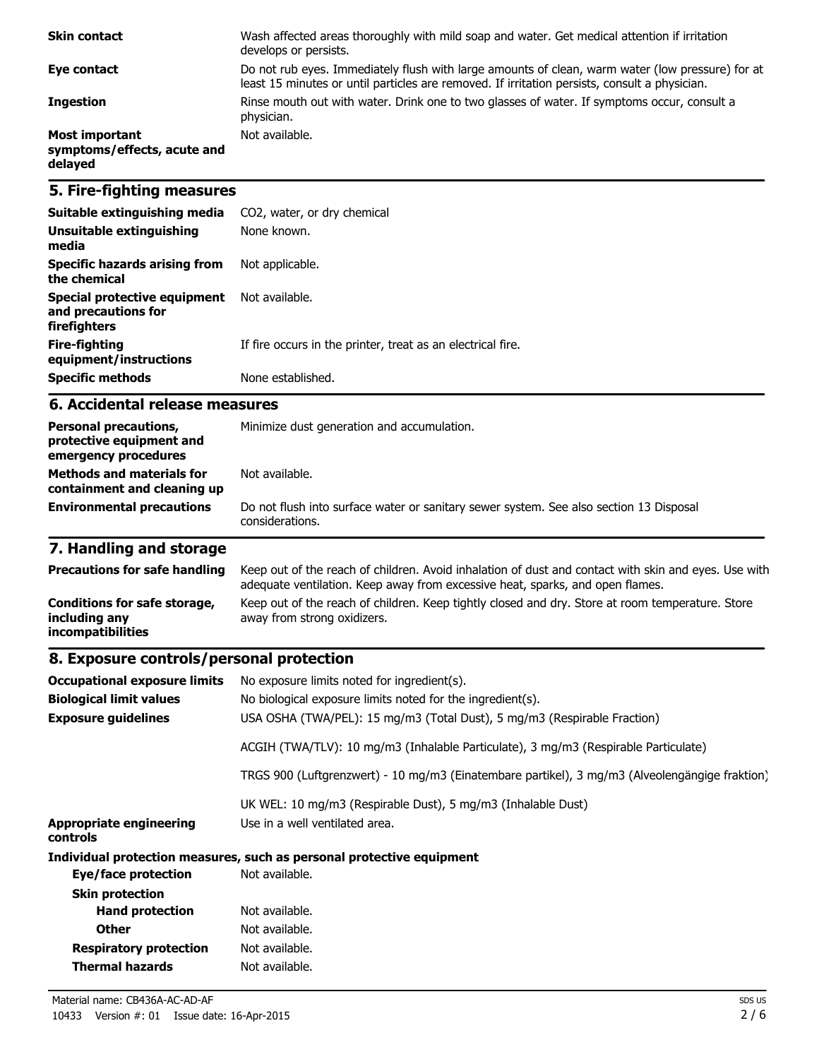| | |
|---|---|
| **Skin contact** | Wash affected areas thoroughly with mild soap and water. Get medical attention if irritation develops or persists. |
| **Eye contact** | Do not rub eyes. Immediately flush with large amounts of clean, warm water (low pressure) for at least 15 minutes or until particles are removed. If irritation persists, consult a physician. |
| **Ingestion** | Rinse mouth out with water. Drink one to two glasses of water. If symptoms occur, consult a physician. |
| **Most important symptoms/effects, acute and delayed** | Not available. |

## 5. Fire-fighting measures

| | |
|---|---|
| **Suitable extinguishing media** | $CO_2$, water, or dry chemical |
| **Unsuitable extinguishing media** | None known. |
| **Specific hazards arising from the chemical** | Not applicable. |
| **Special protective equipment and precautions for firefighters** | Not available. |
| **Fire-fighting equipment/instructions** | If fire occurs in the printer, treat as an electrical fire. |
| **Specific methods** | None established. |

## 6. Accidental release measures

| | |
|---|---|
| **Personal precautions, protective equipment and emergency procedures** | Minimize dust generation and accumulation. |
| **Methods and materials for containment and cleaning up** | Not available. |
| **Environmental precautions** | Do not flush into surface water or sanitary sewer system. See also section 13 Disposal considerations. |

## 7. Handling and storage

| | |
|---|---|
| **Precautions for safe handling** | Keep out of the reach of children. Avoid inhalation of dust and contact with skin and eyes. Use with adequate ventilation. Keep away from excessive heat, sparks, and open flames. |
| **Conditions for safe storage, including any incompatibilities** | Keep out of the reach of children. Keep tightly closed and dry. Store at room temperature. Store away from strong oxidizers. |

## 8. Exposure controls/personal protection

| | |
|---|---|
| **Occupational exposure limits** | No exposure limits noted for ingredient(s). |
| **Biological limit values** | No biological exposure limits noted for the ingredient(s). |
| **Exposure guidelines** | USA OSHA (TWA/PEL): 15 mg/m3 (Total Dust), 5 mg/m3 (Respirable Fraction) |
| | ACGIH (TWA/TLV): 10 mg/m3 (Inhalable Particulate), 3 mg/m3 (Respirable Particulate) |
| | TRGS 900 (Luftgrenzwert) - 10 mg/m3 (Einatembare partikel), 3 mg/m3 (Alveolengängige fraktion) |
| | UK WEL: 10 mg/m3 (Respirable Dust), 5 mg/m3 (Inhalable Dust) |
| **Appropriate engineering controls** | Use in a well ventilated area. |

**Individual protection measures, such as personal protective equipment**

| | |
|---|---|
| **Eye/face protection** | Not available. |
| **Skin protection** | |
| **Hand protection** | Not available. |
| **Other** | Not available. |
| **Respiratory protection** | Not available. |
| **Thermal hazards** | Not available. |

Material name: CB436A-AC-AD-AF

10433 Version #: 01 Issue date: 16-Apr-2015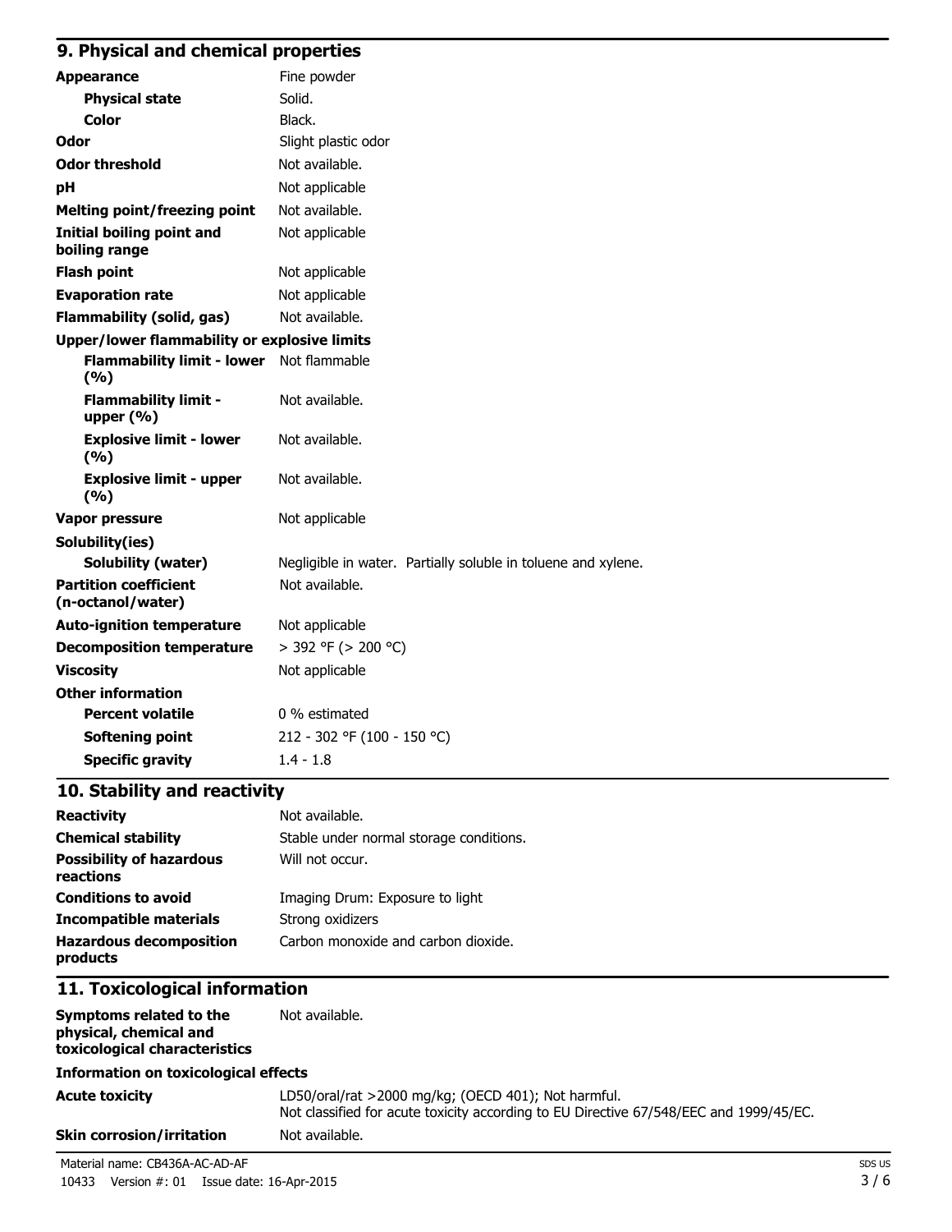## 9. Physical and chemical properties

| | |
|---|---|
| **Appearance** | Fine powder |
| **Physical state** | Solid. |
| **Color** | Black. |
| **Odor** | Slight plastic odor |
| **Odor threshold** | Not available. |
| **pH** | Not applicable |
| **Melting point/freezing point** | Not available. |
| **Initial boiling point and boiling range** | Not applicable |
| **Flash point** | Not applicable |
| **Evaporation rate** | Not applicable |
| **Flammability (solid, gas)** | Not available. |
| **Upper/lower flammability or explosive limits** | |
| **Flammability limit - lower (%)** | Not flammable |
| **Flammability limit - upper (%)** | Not available. |
| **Explosive limit - lower (%)** | Not available. |
| **Explosive limit - upper (%)** | Not available. |
| **Vapor pressure** | Not applicable |
| **Solubility(ies)** | |
| **Solubility (water)** | Negligible in water. Partially soluble in toluene and xylene. |
| **Partition coefficient (n-octanol/water)** | Not available. |
| **Auto-ignition temperature** | Not applicable |
| **Decomposition temperature** | > 392 °F (> 200 °C) |
| **Viscosity** | Not applicable |
| **Other information** | |
| **Percent volatile** | 0 % estimated |
| **Softening point** | 212 - 302 °F (100 - 150 °C) |
| **Specific gravity** | 1.4 - 1.8 |

## 10. Stability and reactivity

| | |
|---|---|
| **Reactivity** | Not available. |
| **Chemical stability** | Stable under normal storage conditions. |
| **Possibility of hazardous reactions** | Will not occur. |
| **Conditions to avoid** | Imaging Drum: Exposure to light |
| **Incompatible materials** | Strong oxidizers |
| **Hazardous decomposition products** | Carbon monoxide and carbon dioxide. |

## 11. Toxicological information

| | |
|---|---|
| **Symptoms related to the physical, chemical and toxicological characteristics** | Not available. |
| **Information on toxicological effects** | |
| **Acute toxicity** | LD50/oral/rat >2000 mg/kg; (OECD 401); Not harmful. Not classified for acute toxicity according to EU Directive 67/548/EEC and 1999/45/EC. |
| **Skin corrosion/irritation** | Not available. |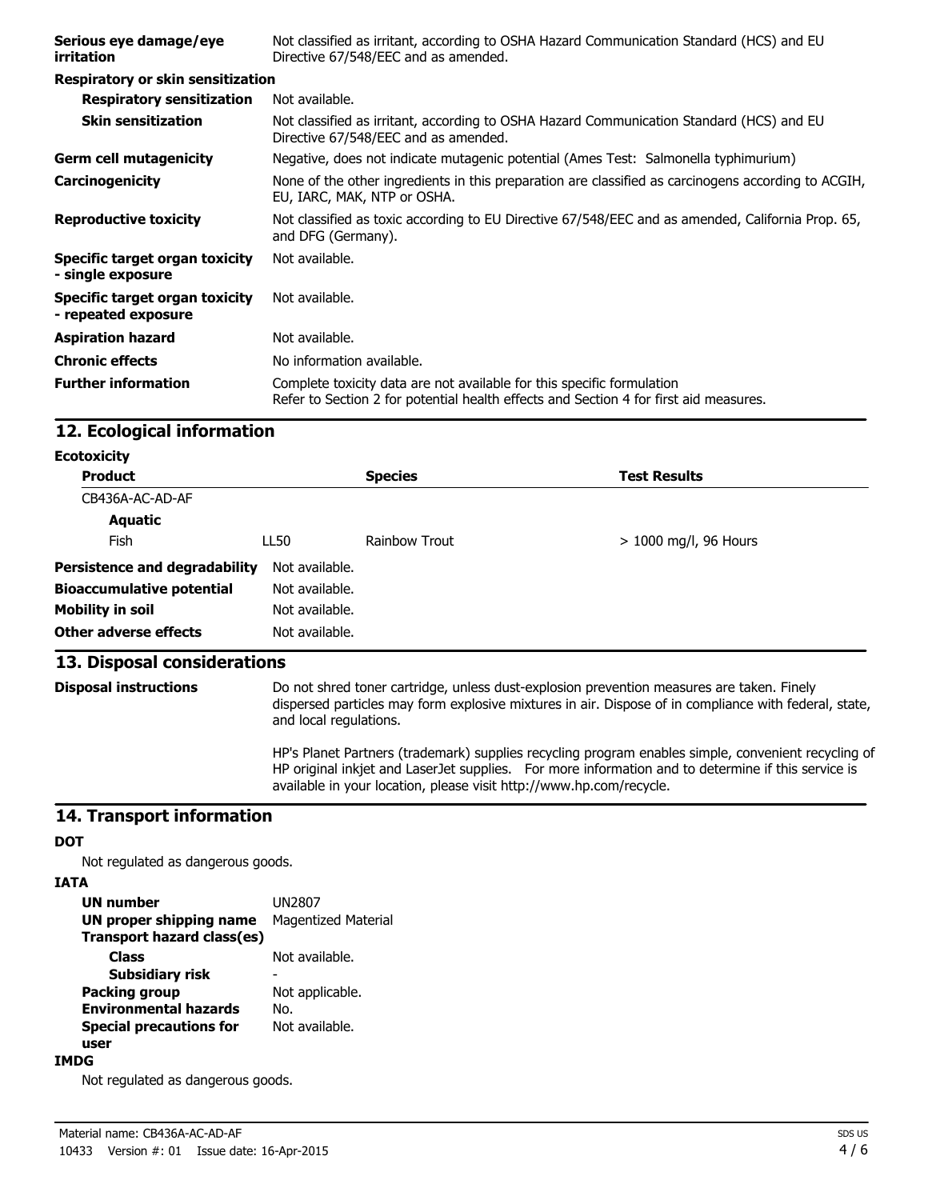| | |
|---|---|
| **Serious eye damage/eye irritation** | Not classified as irritant, according to OSHA Hazard Communication Standard (HCS) and EU Directive 67/548/EEC and as amended. |
| **Respiratory or skin sensitization** | |
| **Respiratory sensitization** | Not available. |
| **Skin sensitization** | Not classified as irritant, according to OSHA Hazard Communication Standard (HCS) and EU Directive 67/548/EEC and as amended. |
| **Germ cell mutagenicity** | Negative, does not indicate mutagenic potential (Ames Test: Salmonella typhimurium) |
| **Carcinogenicity** | None of the other ingredients in this preparation are classified as carcinogens according to ACGIH, EU, IARC, MAK, NTP or OSHA. |
| **Reproductive toxicity** | Not classified as toxic according to EU Directive 67/548/EEC and as amended, California Prop. 65, and DFG (Germany). |
| **Specific target organ toxicity - single exposure** | Not available. |
| **Specific target organ toxicity - repeated exposure** | Not available. |
| **Aspiration hazard** | Not available. |
| **Chronic effects** | No information available. |
| **Further information** | Complete toxicity data are not available for this specific formulation<br>Refer to Section 2 for potential health effects and Section 4 for first aid measures. |

## 12. Ecological information

**Ecotoxicity**

| Product | | Species | Test Results |
|---|---|---|---|
| CB436A-AC-AD-AF | | | |
| **Aquatic** | | | |
| Fish | LL50 | Rainbow Trout | > 1000 mg/l, 96 Hours |

| | |
|---|---|
| **Persistence and degradability** | Not available. |
| **Bioaccumulative potential** | Not available. |
| **Mobility in soil** | Not available. |
| **Other adverse effects** | Not available. |

## 13. Disposal considerations

**Disposal instructions**

Do not shred toner cartridge, unless dust-explosion prevention measures are taken. Finely dispersed particles may form explosive mixtures in air. Dispose of in compliance with federal, state, and local regulations.

HP's Planet Partners (trademark) supplies recycling program enables simple, convenient recycling of HP original inkjet and LaserJet supplies. For more information and to determine if this service is available in your location, please visit http://www.hp.com/recycle.

## 14. Transport information

**DOT**

Not regulated as dangerous goods.

**IATA**

| | |
|---|---|
| **UN number** | UN2807 |
| **UN proper shipping name** | Magentized Material |
| **Transport hazard class(es)** | |
| **Class** | Not available. |
| **Subsidiary risk** | - |
| **Packing group** | Not applicable. |
| **Environmental hazards** | No. |
| **Special precautions for user** | Not available. |

**IMDG**

Not regulated as dangerous goods.

Material name: CB436A-AC-AD-AF
10433 Version #: 01 Issue date: 16-Apr-2015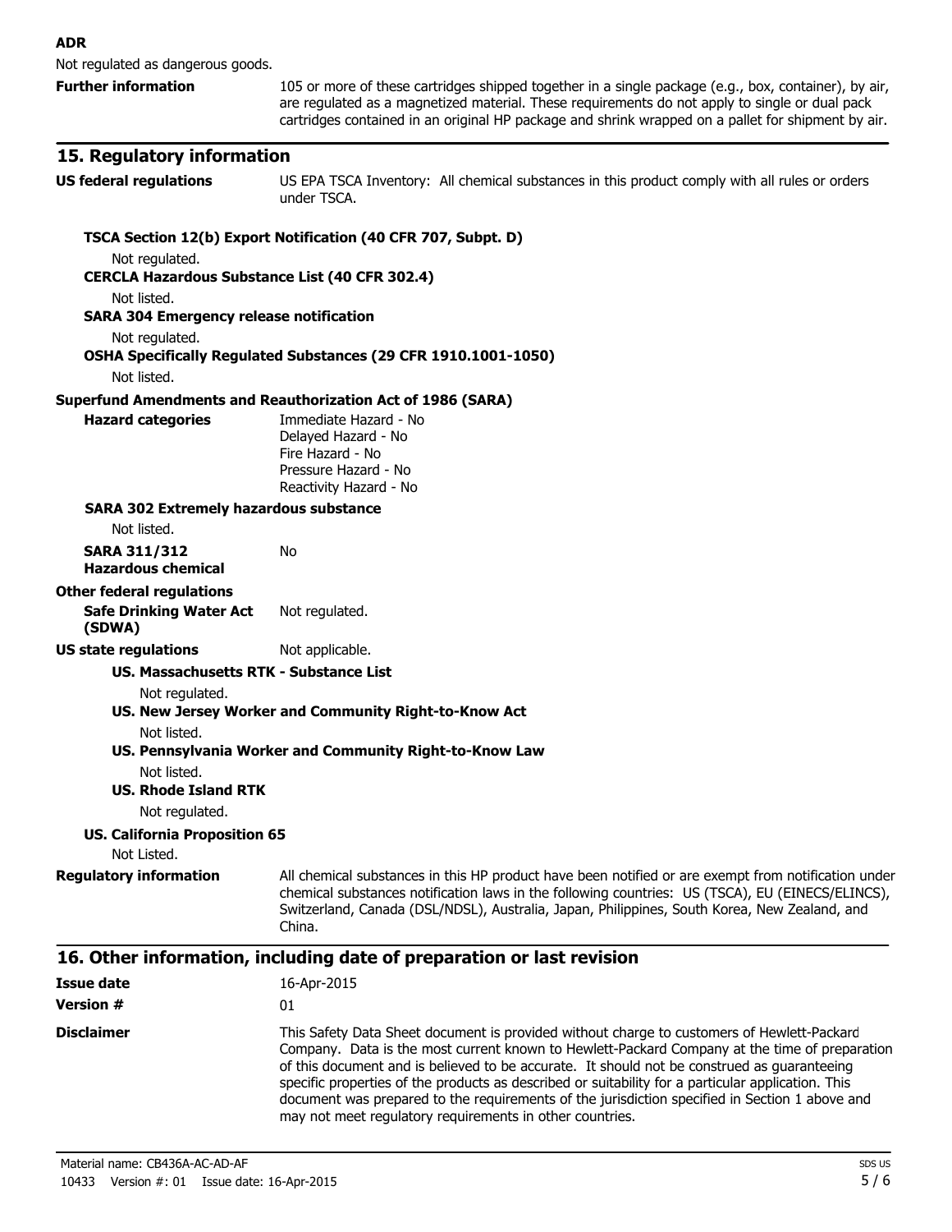**ADR**

Not regulated as dangerous goods.

**Further information** 105 or more of these cartridges shipped together in a single package (e.g., box, container), by air, are regulated as a magnetized material. These requirements do not apply to single or dual pack cartridges contained in an original HP package and shrink wrapped on a pallet for shipment by air.

## 15. Regulatory information

**US federal regulations** US EPA TSCA Inventory: All chemical substances in this product comply with all rules or orders under TSCA.

**TSCA Section 12(b) Export Notification (40 CFR 707, Subpt. D)**

Not regulated.

**CERCLA Hazardous Substance List (40 CFR 302.4)**

Not listed.

**SARA 304 Emergency release notification**

Not regulated.

**OSHA Specifically Regulated Substances (29 CFR 1910.1001-1050)**

Not listed.

**Superfund Amendments and Reauthorization Act of 1986 (SARA)**

**Hazard categories**

Immediate Hazard - No
Delayed Hazard - No
Fire Hazard - No
Pressure Hazard - No
Reactivity Hazard - No

**SARA 302 Extremely hazardous substance**

Not listed.

**SARA 311/312 Hazardous chemical** No

**Other federal regulations**

**Safe Drinking Water Act (SDWA)** Not regulated.

**US state regulations** Not applicable.

**US. Massachusetts RTK - Substance List**

Not regulated.

**US. New Jersey Worker and Community Right-to-Know Act**

Not listed.

**US. Pennsylvania Worker and Community Right-to-Know Law**

Not listed.

**US. Rhode Island RTK**

Not regulated.

**US. California Proposition 65**

Not Listed.

**Regulatory information** All chemical substances in this HP product have been notified or are exempt from notification under chemical substances notification laws in the following countries: US (TSCA), EU (EINECS/ELINCS), Switzerland, Canada (DSL/NDSL), Australia, Japan, Philippines, South Korea, New Zealand, and China.

## 16. Other information, including date of preparation or last revision

**Issue date** 16-Apr-2015

**Version #** 01

**Disclaimer** This Safety Data Sheet document is provided without charge to customers of Hewlett-Packard Company. Data is the most current known to Hewlett-Packard Company at the time of preparation of this document and is believed to be accurate. It should not be construed as guaranteeing specific properties of the products as described or suitability for a particular application. This document was prepared to the requirements of the jurisdiction specified in Section 1 above and may not meet regulatory requirements in other countries.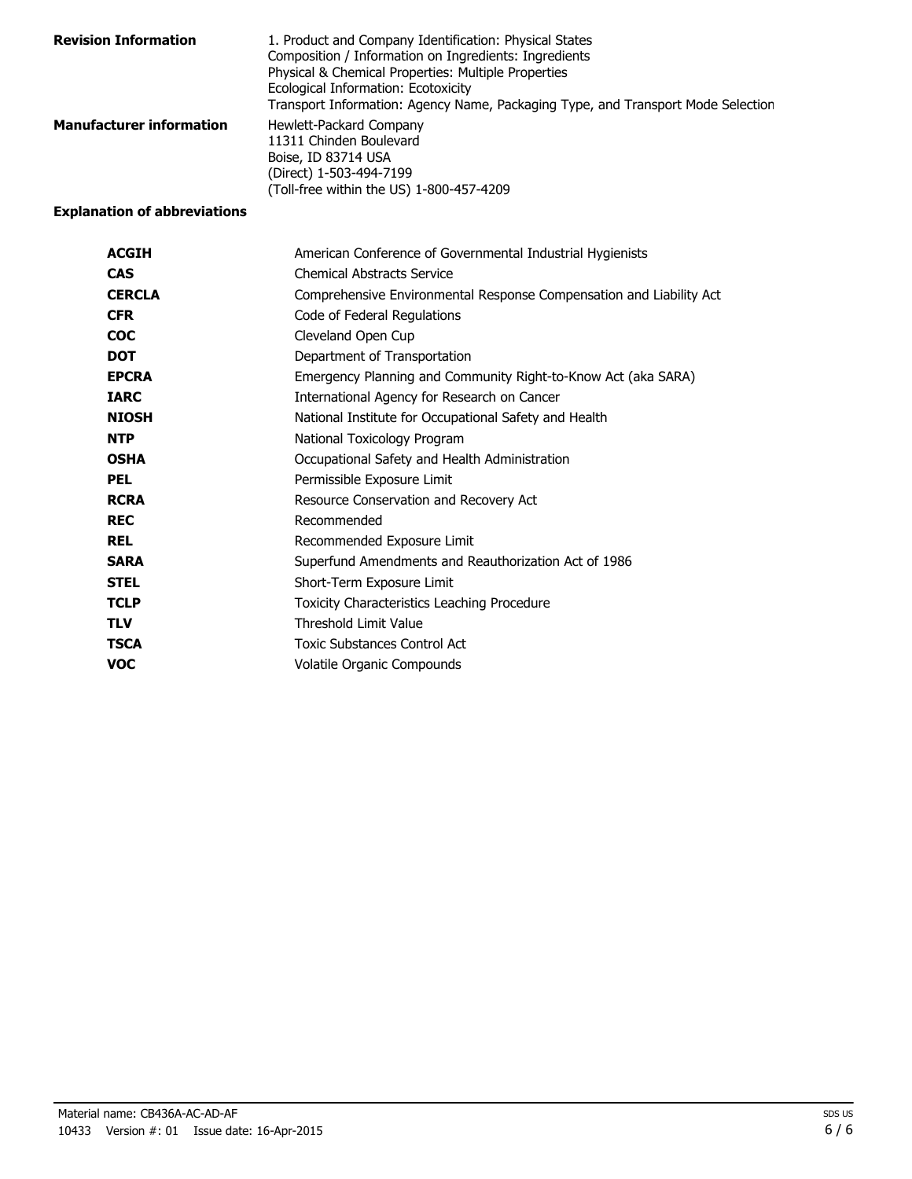**Revision Information**

1. Product and Company Identification: Physical States
Composition / Information on Ingredients: Ingredients
Physical & Chemical Properties: Multiple Properties
Ecological Information: Ecotoxicity
Transport Information: Agency Name, Packaging Type, and Transport Mode Selection

**Manufacturer information**

Hewlett-Packard Company
11311 Chinden Boulevard
Boise, ID 83714 USA
(Direct) 1-503-494-7199
(Toll-free within the US) 1-800-457-4209

**Explanation of abbreviations**

| | |
|---|---|
| **ACGIH** | American Conference of Governmental Industrial Hygienists |
| **CAS** | Chemical Abstracts Service |
| **CERCLA** | Comprehensive Environmental Response Compensation and Liability Act |
| **CFR** | Code of Federal Regulations |
| **COC** | Cleveland Open Cup |
| **DOT** | Department of Transportation |
| **EPCRA** | Emergency Planning and Community Right-to-Know Act (aka SARA) |
| **IARC** | International Agency for Research on Cancer |
| **NIOSH** | National Institute for Occupational Safety and Health |
| **NTP** | National Toxicology Program |
| **OSHA** | Occupational Safety and Health Administration |
| **PEL** | Permissible Exposure Limit |
| **RCRA** | Resource Conservation and Recovery Act |
| **REC** | Recommended |
| **REL** | Recommended Exposure Limit |
| **SARA** | Superfund Amendments and Reauthorization Act of 1986 |
| **STEL** | Short-Term Exposure Limit |
| **TCLP** | Toxicity Characteristics Leaching Procedure |
| **TLV** | Threshold Limit Value |
| **TSCA** | Toxic Substances Control Act |
| **VOC** | Volatile Organic Compounds |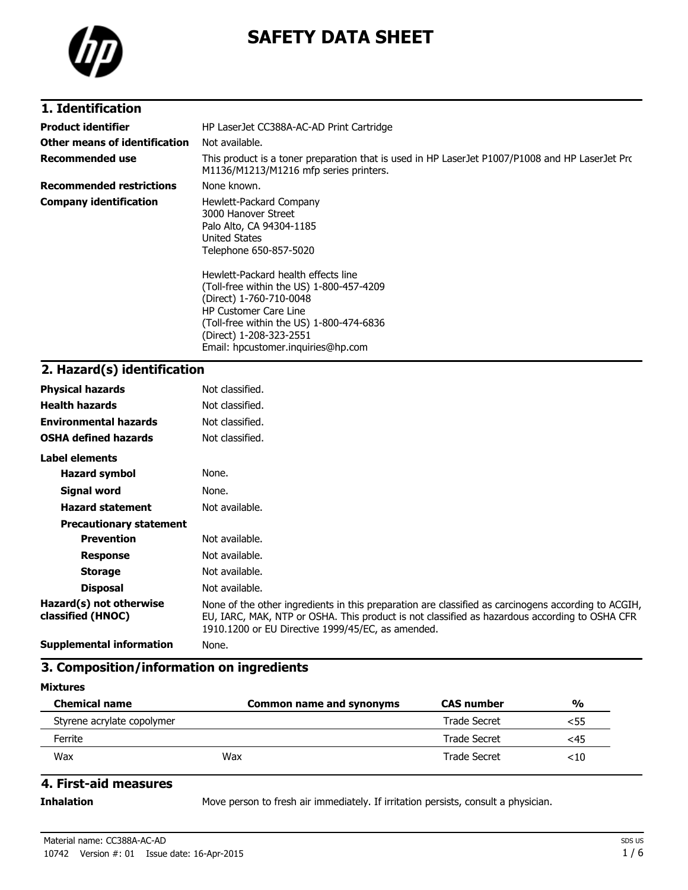# SAFETY DATA SHEET

## 1. Identification

| | |
|---|---|
| **Product identifier** | HP LaserJet CC388A-AC-AD Print Cartridge |
| **Other means of identification** | Not available. |
| **Recommended use** | This product is a toner preparation that is used in HP LaserJet P1007/P1008 and HP LaserJet Pro M1136/M1213/M1216 mfp series printers. |
| **Recommended restrictions** | None known. |
| **Company identification** | Hewlett-Packard Company<br>3000 Hanover Street<br>Palo Alto, CA 94304-1185<br>United States<br>Telephone 650-857-5020<br><br>Hewlett-Packard health effects line<br>(Toll-free within the US) 1-800-457-4209<br>(Direct) 1-760-710-0048<br>HP Customer Care Line<br>(Toll-free within the US) 1-800-474-6836<br>(Direct) 1-208-323-2551<br>Email: hpcustomer.inquiries@hp.com |

## 2. Hazard(s) identification

| | |
|---|---|
| **Physical hazards** | Not classified. |
| **Health hazards** | Not classified. |
| **Environmental hazards** | Not classified. |
| **OSHA defined hazards** | Not classified. |

**Label elements**

| | |
|---|---|
| **Hazard symbol** | None. |
| **Signal word** | None. |
| **Hazard statement** | Not available. |
| **Precautionary statement** | |
| **Prevention** | Not available. |
| **Response** | Not available. |
| **Storage** | Not available. |
| **Disposal** | Not available. |
| **Hazard(s) not otherwise classified (HNOC)** | None of the other ingredients in this preparation are classified as carcinogens according to ACGIH, EU, IARC, MAK, NTP or OSHA. This product is not classified as hazardous according to OSHA CFR 1910.1200 or EU Directive 1999/45/EC, as amended. |
| **Supplemental information** | None. |

## 3. Composition/information on ingredients

**Mixtures**

| Chemical name | Common name and synonyms | CAS number | % |
|---|---|---|---|
| Styrene acrylate copolymer | | Trade Secret | <55 |
| Ferrite | | Trade Secret | <45 |
| Wax | Wax | Trade Secret | <10 |

## 4. First-aid measures

| | |
|---|---|
| **Inhalation** | Move person to fresh air immediately. If irritation persists, consult a physician. |

Material name: CC388A-AC-AD

10742 Version #: 01 Issue date: 16-Apr-2015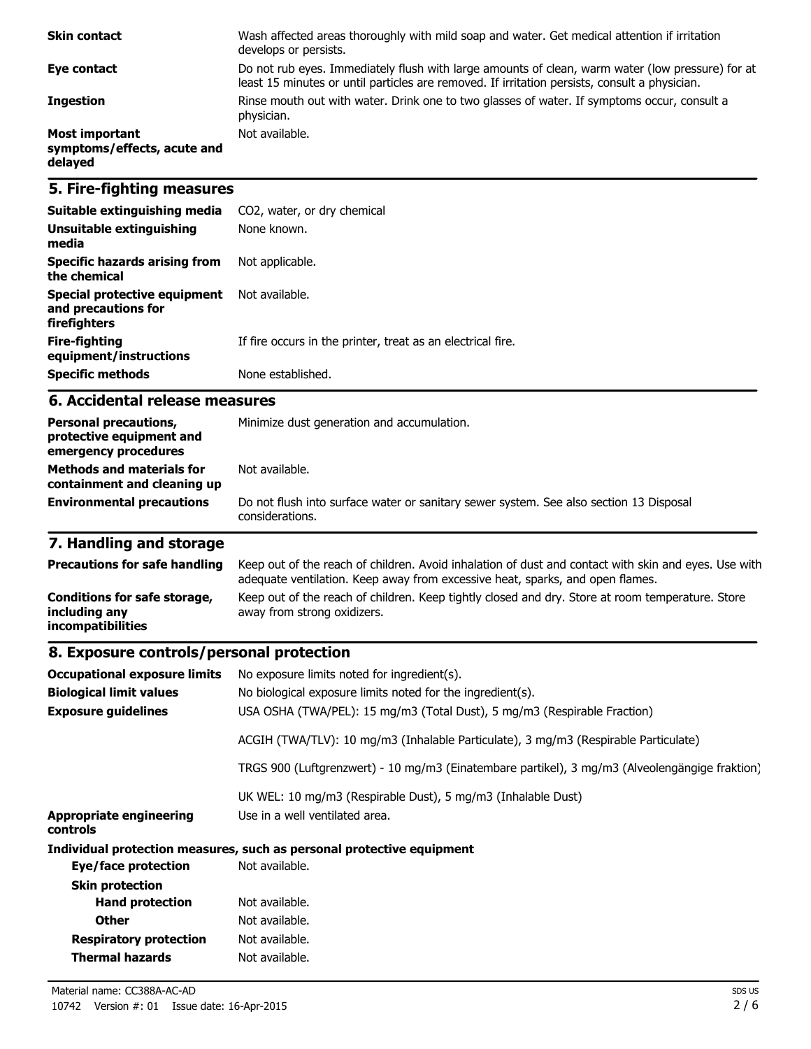| | |
|---|---|
| **Skin contact** | Wash affected areas thoroughly with mild soap and water. Get medical attention if irritation develops or persists. |
| **Eye contact** | Do not rub eyes. Immediately flush with large amounts of clean, warm water (low pressure) for at least 15 minutes or until particles are removed. If irritation persists, consult a physician. |
| **Ingestion** | Rinse mouth out with water. Drink one to two glasses of water. If symptoms occur, consult a physician. |
| **Most important symptoms/effects, acute and delayed** | Not available. |

## 5. Fire-fighting measures

| | |
|---|---|
| **Suitable extinguishing media** | $CO_2$, water, or dry chemical |
| **Unsuitable extinguishing media** | None known. |
| **Specific hazards arising from the chemical** | Not applicable. |
| **Special protective equipment and precautions for firefighters** | Not available. |
| **Fire-fighting equipment/instructions** | If fire occurs in the printer, treat as an electrical fire. |
| **Specific methods** | None established. |

## 6. Accidental release measures

| | |
|---|---|
| **Personal precautions, protective equipment and emergency procedures** | Minimize dust generation and accumulation. |
| **Methods and materials for containment and cleaning up** | Not available. |
| **Environmental precautions** | Do not flush into surface water or sanitary sewer system. See also section 13 Disposal considerations. |

## 7. Handling and storage

| | |
|---|---|
| **Precautions for safe handling** | Keep out of the reach of children. Avoid inhalation of dust and contact with skin and eyes. Use with adequate ventilation. Keep away from excessive heat, sparks, and open flames. |
| **Conditions for safe storage, including any incompatibilities** | Keep out of the reach of children. Keep tightly closed and dry. Store at room temperature. Store away from strong oxidizers. |

## 8. Exposure controls/personal protection

| | |
|---|---|
| **Occupational exposure limits** | No exposure limits noted for ingredient(s). |
| **Biological limit values** | No biological exposure limits noted for the ingredient(s). |
| **Exposure guidelines** | USA OSHA (TWA/PEL): 15 mg/m3 (Total Dust), 5 mg/m3 (Respirable Fraction) |
| | ACGIH (TWA/TLV): 10 mg/m3 (Inhalable Particulate), 3 mg/m3 (Respirable Particulate) |
| | TRGS 900 (Luftgrenzwert) - 10 mg/m3 (Einatembare partikel), 3 mg/m3 (Alveolengängige fraktion) |
| | UK WEL: 10 mg/m3 (Respirable Dust), 5 mg/m3 (Inhalable Dust) |
| **Appropriate engineering controls** | Use in a well ventilated area. |

**Individual protection measures, such as personal protective equipment**

| | |
|---|---|
| **Eye/face protection** | Not available. |
| **Skin protection** | |
| **Hand protection** | Not available. |
| **Other** | Not available. |
| **Respiratory protection** | Not available. |
| **Thermal hazards** | Not available. |

Material name: CC388A-AC-AD

10742 Version #: 01 Issue date: 16-Apr-2015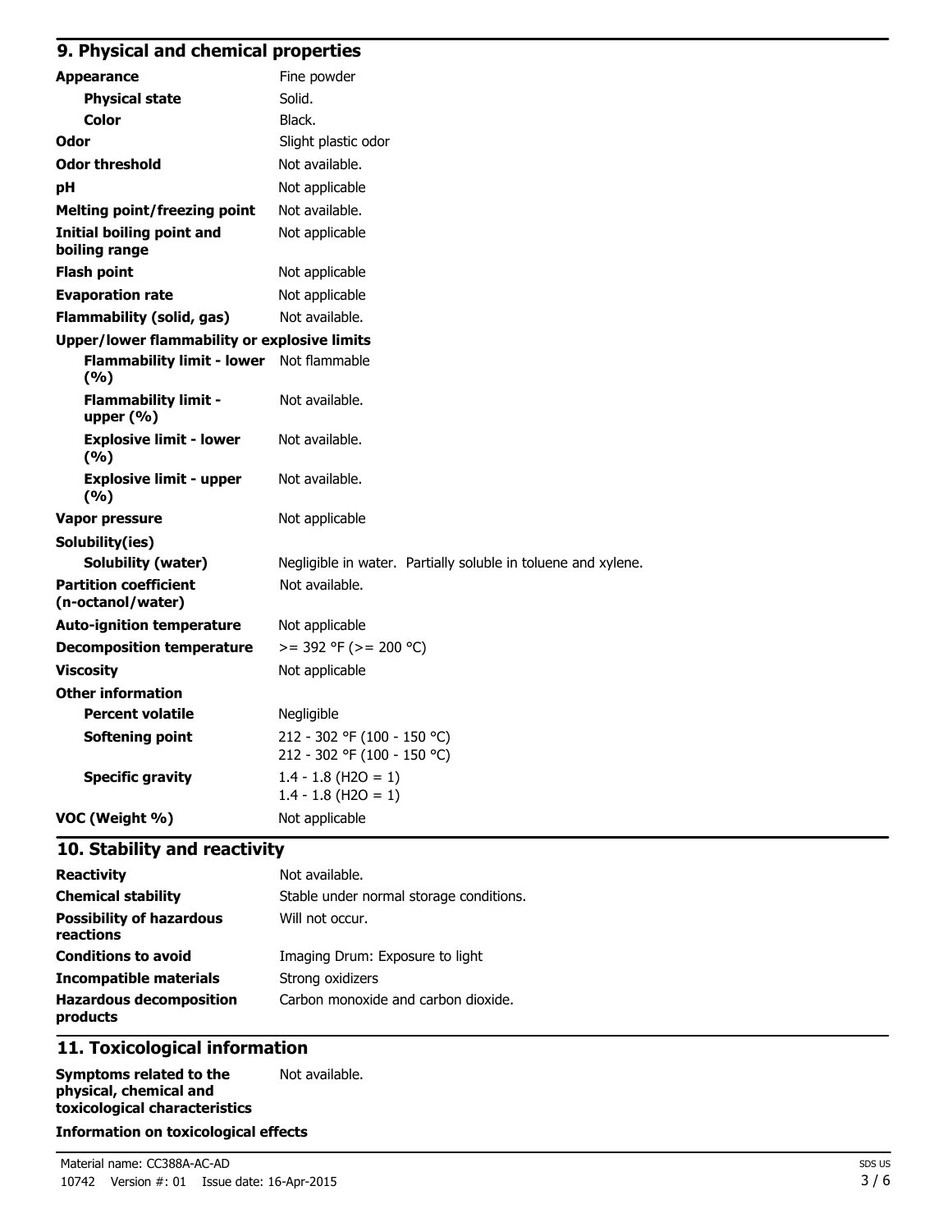## 9. Physical and chemical properties

| | |
|---|---|
| **Appearance** | Fine powder |
| **Physical state** | Solid. |
| **Color** | Black. |
| **Odor** | Slight plastic odor |
| **Odor threshold** | Not available. |
| **pH** | Not applicable |
| **Melting point/freezing point** | Not available. |
| **Initial boiling point and boiling range** | Not applicable |
| **Flash point** | Not applicable |
| **Evaporation rate** | Not applicable |
| **Flammability (solid, gas)** | Not available. |
| **Upper/lower flammability or explosive limits** | |
| **Flammability limit - lower (%)** | Not flammable |
| **Flammability limit - upper (%)** | Not available. |
| **Explosive limit - lower (%)** | Not available. |
| **Explosive limit - upper (%)** | Not available. |
| **Vapor pressure** | Not applicable |
| **Solubility(ies)** | |
| **Solubility (water)** | Negligible in water. Partially soluble in toluene and xylene. |
| **Partition coefficient (n-octanol/water)** | Not available. |
| **Auto-ignition temperature** | Not applicable |
| **Decomposition temperature** | >= 392 °F (>= 200 °C) |
| **Viscosity** | Not applicable |
| **Other information** | |
| **Percent volatile** | Negligible |
| **Softening point** | 212 - 302 °F (100 - 150 °C)<br>212 - 302 °F (100 - 150 °C) |
| **Specific gravity** | 1.4 - 1.8 ($H_2O$ = 1)<br>1.4 - 1.8 ($H_2O$ = 1) |
| **VOC (Weight %)** | Not applicable |

## 10. Stability and reactivity

| | |
|---|---|
| **Reactivity** | Not available. |
| **Chemical stability** | Stable under normal storage conditions. |
| **Possibility of hazardous reactions** | Will not occur. |
| **Conditions to avoid** | Imaging Drum: Exposure to light |
| **Incompatible materials** | Strong oxidizers |
| **Hazardous decomposition products** | Carbon monoxide and carbon dioxide. |

## 11. Toxicological information

| | |
|---|---|
| **Symptoms related to the physical, chemical and toxicological characteristics** | Not available. |

**Information on toxicological effects**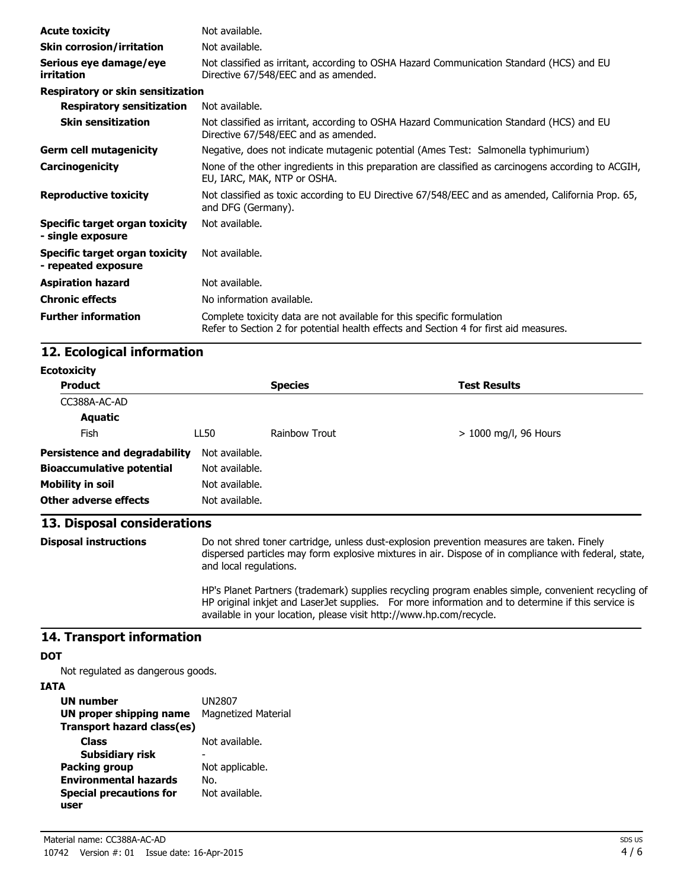| | |
|---|---|
| **Acute toxicity** | Not available. |
| **Skin corrosion/irritation** | Not available. |
| **Serious eye damage/eye irritation** | Not classified as irritant, according to OSHA Hazard Communication Standard (HCS) and EU Directive 67/548/EEC and as amended. |
| **Respiratory or skin sensitization** | |
| **Respiratory sensitization** | Not available. |
| **Skin sensitization** | Not classified as irritant, according to OSHA Hazard Communication Standard (HCS) and EU Directive 67/548/EEC and as amended. |
| **Germ cell mutagenicity** | Negative, does not indicate mutagenic potential (Ames Test: Salmonella typhimurium) |
| **Carcinogenicity** | None of the other ingredients in this preparation are classified as carcinogens according to ACGIH, EU, IARC, MAK, NTP or OSHA. |
| **Reproductive toxicity** | Not classified as toxic according to EU Directive 67/548/EEC and as amended, California Prop. 65, and DFG (Germany). |
| **Specific target organ toxicity - single exposure** | Not available. |
| **Specific target organ toxicity - repeated exposure** | Not available. |
| **Aspiration hazard** | Not available. |
| **Chronic effects** | No information available. |
| **Further information** | Complete toxicity data are not available for this specific formulation<br>Refer to Section 2 for potential health effects and Section 4 for first aid measures. |

## 12. Ecological information

**Ecotoxicity**

| **Product** | | **Species** | **Test Results** |
|---|---|---|---|
| CC388A-AC-AD | | | |
| **Aquatic** | | | |
| Fish | LL50 | Rainbow Trout | > 1000 mg/l, 96 Hours |

| | |
|---|---|
| **Persistence and degradability** | Not available. |
| **Bioaccumulative potential** | Not available. |
| **Mobility in soil** | Not available. |
| **Other adverse effects** | Not available. |

## 13. Disposal considerations

**Disposal instructions**

Do not shred toner cartridge, unless dust-explosion prevention measures are taken. Finely dispersed particles may form explosive mixtures in air. Dispose of in compliance with federal, state, and local regulations.

HP's Planet Partners (trademark) supplies recycling program enables simple, convenient recycling of HP original inkjet and LaserJet supplies. For more information and to determine if this service is available in your location, please visit http://www.hp.com/recycle.

## 14. Transport information

**DOT**

Not regulated as dangerous goods.

**IATA**

| | |
|---|---|
| **UN number** | UN2807 |
| **UN proper shipping name** | Magnetized Material |
| **Transport hazard class(es)** | |
| **Class** | Not available. |
| **Subsidiary risk** | - |
| **Packing group** | Not applicable. |
| **Environmental hazards** | No. |
| **Special precautions for user** | Not available. |

Material name: CC388A-AC-AD

10742 Version #: 01 Issue date: 16-Apr-2015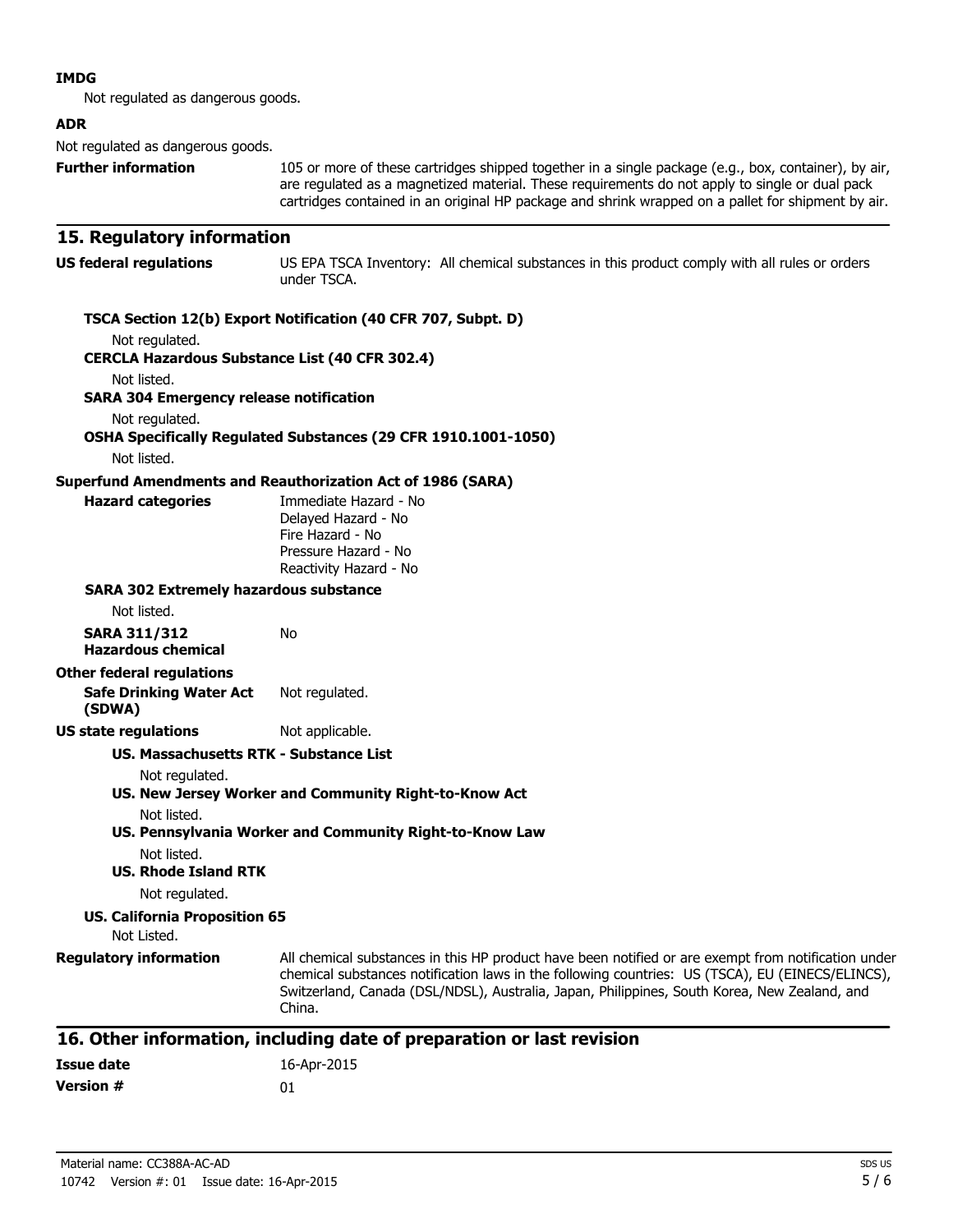**IMDG**

Not regulated as dangerous goods.

**ADR**

Not regulated as dangerous goods.

**Further information** 105 or more of these cartridges shipped together in a single package (e.g., box, container), by air, are regulated as a magnetized material. These requirements do not apply to single or dual pack cartridges contained in an original HP package and shrink wrapped on a pallet for shipment by air.

## 15. Regulatory information

**US federal regulations** US EPA TSCA Inventory: All chemical substances in this product comply with all rules or orders under TSCA.

**TSCA Section 12(b) Export Notification (40 CFR 707, Subpt. D)**

Not regulated.

**CERCLA Hazardous Substance List (40 CFR 302.4)**

Not listed.

**SARA 304 Emergency release notification**

Not regulated.

**OSHA Specifically Regulated Substances (29 CFR 1910.1001-1050)**

Not listed.

**Superfund Amendments and Reauthorization Act of 1986 (SARA)**

**Hazard categories**
Immediate Hazard - No
Delayed Hazard - No
Fire Hazard - No
Pressure Hazard - No
Reactivity Hazard - No

**SARA 302 Extremely hazardous substance**

Not listed.

**SARA 311/312 Hazardous chemical** No

**Other federal regulations**

**Safe Drinking Water Act (SDWA)** Not regulated.

**US state regulations** Not applicable.

**US. Massachusetts RTK - Substance List**

Not regulated.

**US. New Jersey Worker and Community Right-to-Know Act**

Not listed.

**US. Pennsylvania Worker and Community Right-to-Know Law**

Not listed.

**US. Rhode Island RTK**

Not regulated.

**US. California Proposition 65**

Not Listed.

**Regulatory information** All chemical substances in this HP product have been notified or are exempt from notification under chemical substances notification laws in the following countries: US (TSCA), EU (EINECS/ELINCS), Switzerland, Canada (DSL/NDSL), Australia, Japan, Philippines, South Korea, New Zealand, and China.

## 16. Other information, including date of preparation or last revision

**Issue date** 16-Apr-2015

**Version #** 01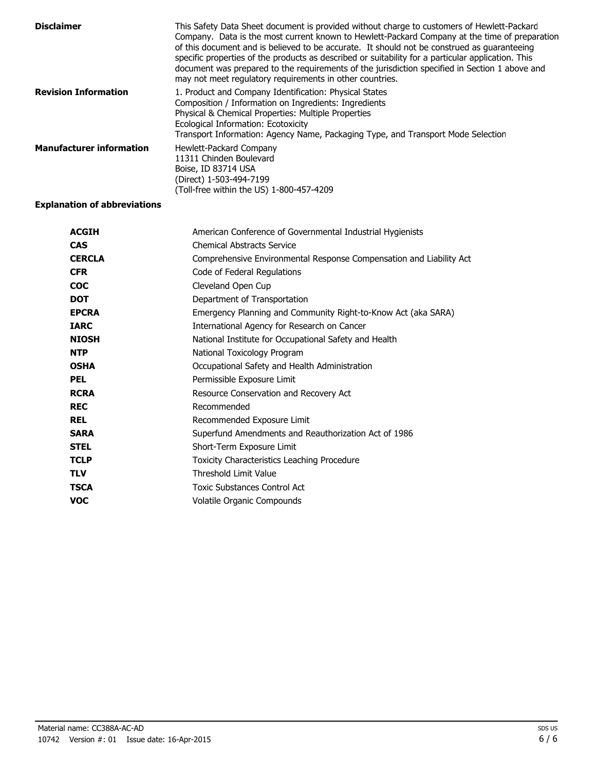**Disclaimer**

This Safety Data Sheet document is provided without charge to customers of Hewlett-Packard Company. Data is the most current known to Hewlett-Packard Company at the time of preparation of this document and is believed to be accurate. It should not be construed as guaranteeing specific properties of the products as described or suitability for a particular application. This document was prepared to the requirements of the jurisdiction specified in Section 1 above and may not meet regulatory requirements in other countries.

**Revision Information**

1. Product and Company Identification: Physical States
Composition / Information on Ingredients: Ingredients
Physical & Chemical Properties: Multiple Properties
Ecological Information: Ecotoxicity
Transport Information: Agency Name, Packaging Type, and Transport Mode Selection

**Manufacturer information**

Hewlett-Packard Company
11311 Chinden Boulevard
Boise, ID 83714 USA
(Direct) 1-503-494-7199
(Toll-free within the US) 1-800-457-4209

**Explanation of abbreviations**

| | |
|---|---|
| **ACGIH** | American Conference of Governmental Industrial Hygienists |
| **CAS** | Chemical Abstracts Service |
| **CERCLA** | Comprehensive Environmental Response Compensation and Liability Act |
| **CFR** | Code of Federal Regulations |
| **COC** | Cleveland Open Cup |
| **DOT** | Department of Transportation |
| **EPCRA** | Emergency Planning and Community Right-to-Know Act (aka SARA) |
| **IARC** | International Agency for Research on Cancer |
| **NIOSH** | National Institute for Occupational Safety and Health |
| **NTP** | National Toxicology Program |
| **OSHA** | Occupational Safety and Health Administration |
| **PEL** | Permissible Exposure Limit |
| **RCRA** | Resource Conservation and Recovery Act |
| **REC** | Recommended |
| **REL** | Recommended Exposure Limit |
| **SARA** | Superfund Amendments and Reauthorization Act of 1986 |
| **STEL** | Short-Term Exposure Limit |
| **TCLP** | Toxicity Characteristics Leaching Procedure |
| **TLV** | Threshold Limit Value |
| **TSCA** | Toxic Substances Control Act |
| **VOC** | Volatile Organic Compounds |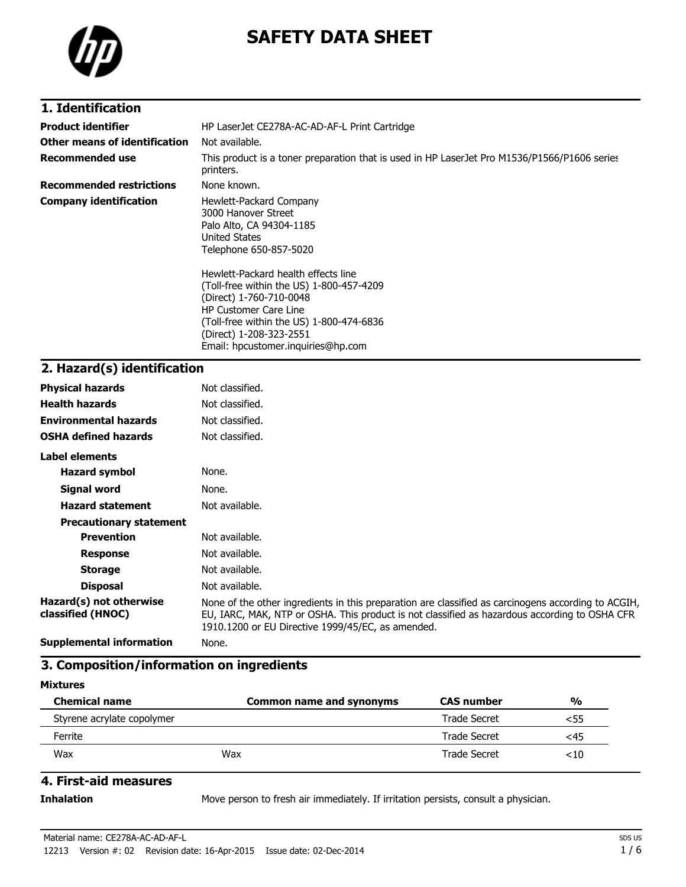# SAFETY DATA SHEET

## 1. Identification

| | |
|---|---|
| **Product identifier** | HP LaserJet CE278A-AC-AD-AF-L Print Cartridge |
| **Other means of identification** | Not available. |
| **Recommended use** | This product is a toner preparation that is used in HP LaserJet Pro M1536/P1566/P1606 series printers. |
| **Recommended restrictions** | None known. |
| **Company identification** | Hewlett-Packard Company<br>3000 Hanover Street<br>Palo Alto, CA 94304-1185<br>United States<br>Telephone 650-857-5020<br><br>Hewlett-Packard health effects line<br>(Toll-free within the US) 1-800-457-4209<br>(Direct) 1-760-710-0048<br>HP Customer Care Line<br>(Toll-free within the US) 1-800-474-6836<br>(Direct) 1-208-323-2551<br>Email: hpcustomer.inquiries@hp.com |

## 2. Hazard(s) identification

| | |
|---|---|
| **Physical hazards** | Not classified. |
| **Health hazards** | Not classified. |
| **Environmental hazards** | Not classified. |
| **OSHA defined hazards** | Not classified. |

**Label elements**

| | |
|---|---|
| **Hazard symbol** | None. |
| **Signal word** | None. |
| **Hazard statement** | Not available. |
| **Precautionary statement** | |
| **Prevention** | Not available. |
| **Response** | Not available. |
| **Storage** | Not available. |
| **Disposal** | Not available. |
| **Hazard(s) not otherwise classified (HNOC)** | None of the other ingredients in this preparation are classified as carcinogens according to ACGIH, EU, IARC, MAK, NTP or OSHA. This product is not classified as hazardous according to OSHA CFR 1910.1200 or EU Directive 1999/45/EC, as amended. |
| **Supplemental information** | None. |

## 3. Composition/information on ingredients

**Mixtures**

| Chemical name | Common name and synonyms | CAS number | % |
|---|---|---|---|
| Styrene acrylate copolymer | | Trade Secret | <55 |
| Ferrite | | Trade Secret | <45 |
| Wax | Wax | Trade Secret | <10 |

## 4. First-aid measures

**Inhalation** Move person to fresh air immediately. If irritation persists, consult a physician.

Material name: CE278A-AC-AD-AF-L

12213 Version #: 02 Revision date: 16-Apr-2015 Issue date: 02-Dec-2014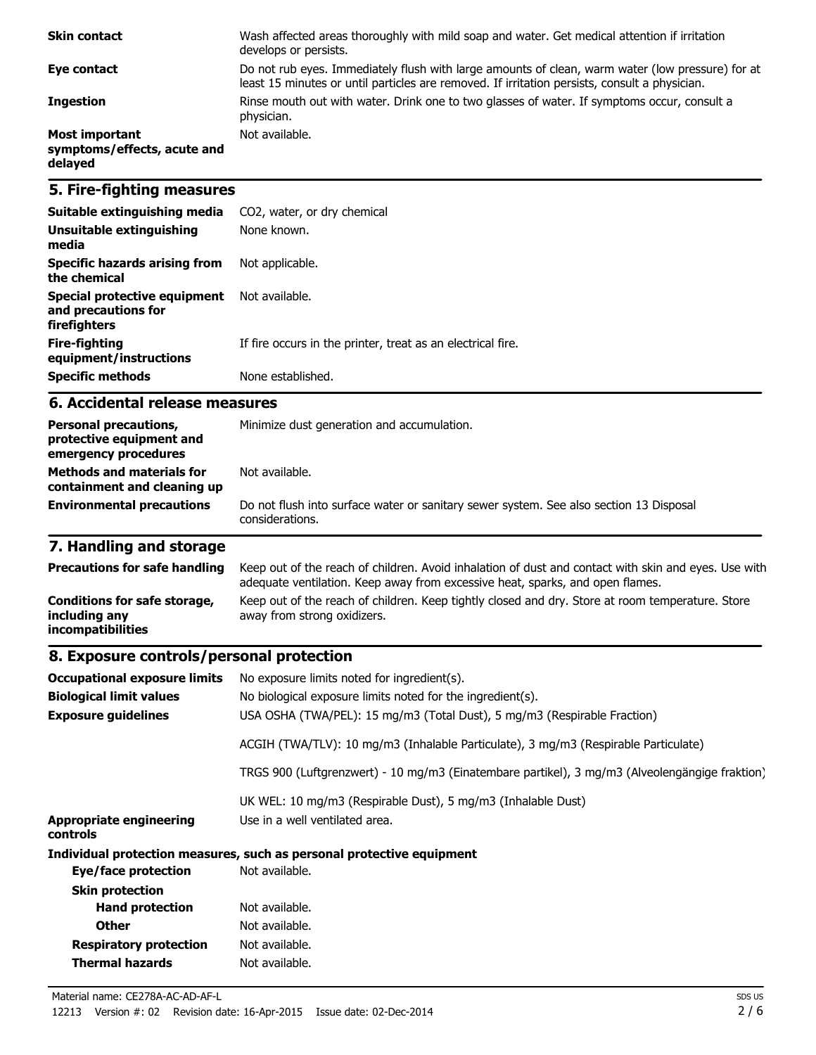| | |
|---|---|
| **Skin contact** | Wash affected areas thoroughly with mild soap and water. Get medical attention if irritation develops or persists. |
| **Eye contact** | Do not rub eyes. Immediately flush with large amounts of clean, warm water (low pressure) for at least 15 minutes or until particles are removed. If irritation persists, consult a physician. |
| **Ingestion** | Rinse mouth out with water. Drink one to two glasses of water. If symptoms occur, consult a physician. |
| **Most important symptoms/effects, acute and delayed** | Not available. |

## 5. Fire-fighting measures

| | |
|---|---|
| **Suitable extinguishing media** | $CO_2$, water, or dry chemical |
| **Unsuitable extinguishing media** | None known. |
| **Specific hazards arising from the chemical** | Not applicable. |
| **Special protective equipment and precautions for firefighters** | Not available. |
| **Fire-fighting equipment/instructions** | If fire occurs in the printer, treat as an electrical fire. |
| **Specific methods** | None established. |

## 6. Accidental release measures

| | |
|---|---|
| **Personal precautions, protective equipment and emergency procedures** | Minimize dust generation and accumulation. |
| **Methods and materials for containment and cleaning up** | Not available. |
| **Environmental precautions** | Do not flush into surface water or sanitary sewer system. See also section 13 Disposal considerations. |

## 7. Handling and storage

| | |
|---|---|
| **Precautions for safe handling** | Keep out of the reach of children. Avoid inhalation of dust and contact with skin and eyes. Use with adequate ventilation. Keep away from excessive heat, sparks, and open flames. |
| **Conditions for safe storage, including any incompatibilities** | Keep out of the reach of children. Keep tightly closed and dry. Store at room temperature. Store away from strong oxidizers. |

## 8. Exposure controls/personal protection

| | |
|---|---|
| **Occupational exposure limits** | No exposure limits noted for ingredient(s). |
| **Biological limit values** | No biological exposure limits noted for the ingredient(s). |
| **Exposure guidelines** | USA OSHA (TWA/PEL): 15 mg/m3 (Total Dust), 5 mg/m3 (Respirable Fraction) |
| | ACGIH (TWA/TLV): 10 mg/m3 (Inhalable Particulate), 3 mg/m3 (Respirable Particulate) |
| | TRGS 900 (Luftgrenzwert) - 10 mg/m3 (Einatembare partikel), 3 mg/m3 (Alveolengängige fraktion) |
| | UK WEL: 10 mg/m3 (Respirable Dust), 5 mg/m3 (Inhalable Dust) |
| **Appropriate engineering controls** | Use in a well ventilated area. |

**Individual protection measures, such as personal protective equipment**

| | |
|---|---|
| **Eye/face protection** | Not available. |
| **Skin protection** | |
| **Hand protection** | Not available. |
| **Other** | Not available. |
| **Respiratory protection** | Not available. |
| **Thermal hazards** | Not available. |

Material name: CE278A-AC-AD-AF-L

12213 Version #: 02 Revision date: 16-Apr-2015 Issue date: 02-Dec-2014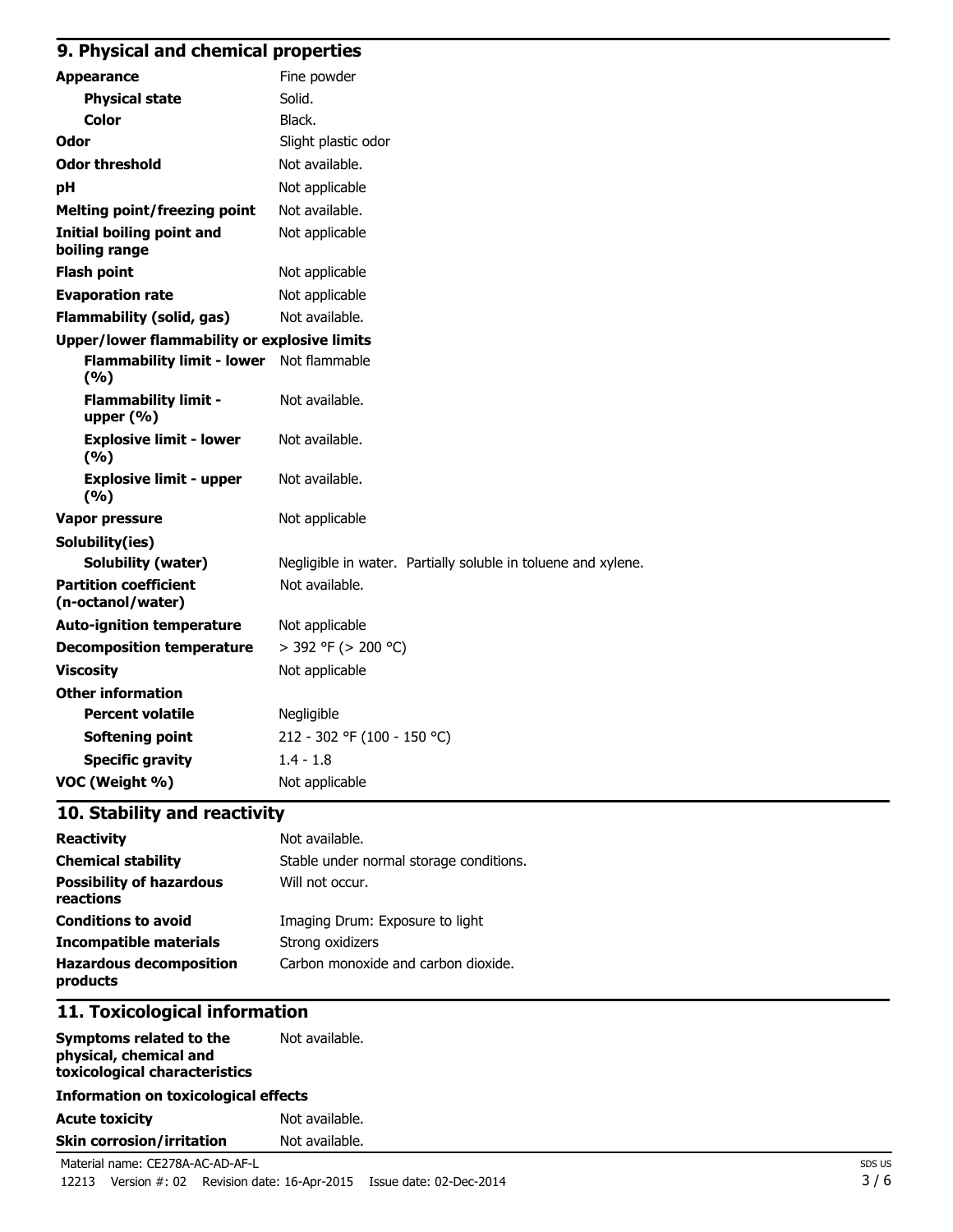## 9. Physical and chemical properties

| Property | Value |
|---|---|
| **Appearance** | Fine powder |
| **Physical state** | Solid. |
| **Color** | Black. |
| **Odor** | Slight plastic odor |
| **Odor threshold** | Not available. |
| **pH** | Not applicable |
| **Melting point/freezing point** | Not available. |
| **Initial boiling point and boiling range** | Not applicable |
| **Flash point** | Not applicable |
| **Evaporation rate** | Not applicable |
| **Flammability (solid, gas)** | Not available. |
| **Upper/lower flammability or explosive limits** | |
| **Flammability limit - lower (%)** | Not flammable |
| **Flammability limit - upper (%)** | Not available. |
| **Explosive limit - lower (%)** | Not available. |
| **Explosive limit - upper (%)** | Not available. |
| **Vapor pressure** | Not applicable |
| **Solubility(ies)** | |
| **Solubility (water)** | Negligible in water. Partially soluble in toluene and xylene. |
| **Partition coefficient (n-octanol/water)** | Not available. |
| **Auto-ignition temperature** | Not applicable |
| **Decomposition temperature** | > 392 °F (> 200 °C) |
| **Viscosity** | Not applicable |
| **Other information** | |
| **Percent volatile** | Negligible |
| **Softening point** | 212 - 302 °F (100 - 150 °C) |
| **Specific gravity** | 1.4 - 1.8 |
| **VOC (Weight %)** | Not applicable |

## 10. Stability and reactivity

| Property | Value |
|---|---|
| **Reactivity** | Not available. |
| **Chemical stability** | Stable under normal storage conditions. |
| **Possibility of hazardous reactions** | Will not occur. |
| **Conditions to avoid** | Imaging Drum: Exposure to light |
| **Incompatible materials** | Strong oxidizers |
| **Hazardous decomposition products** | Carbon monoxide and carbon dioxide. |

## 11. Toxicological information

| Property | Value |
|---|---|
| **Symptoms related to the physical, chemical and toxicological characteristics** | Not available. |
| **Information on toxicological effects** | |
| **Acute toxicity** | Not available. |
| **Skin corrosion/irritation** | Not available. |

Material name: CE278A-AC-AD-AF-L

12213 Version #: 02 Revision date: 16-Apr-2015 Issue date: 02-Dec-2014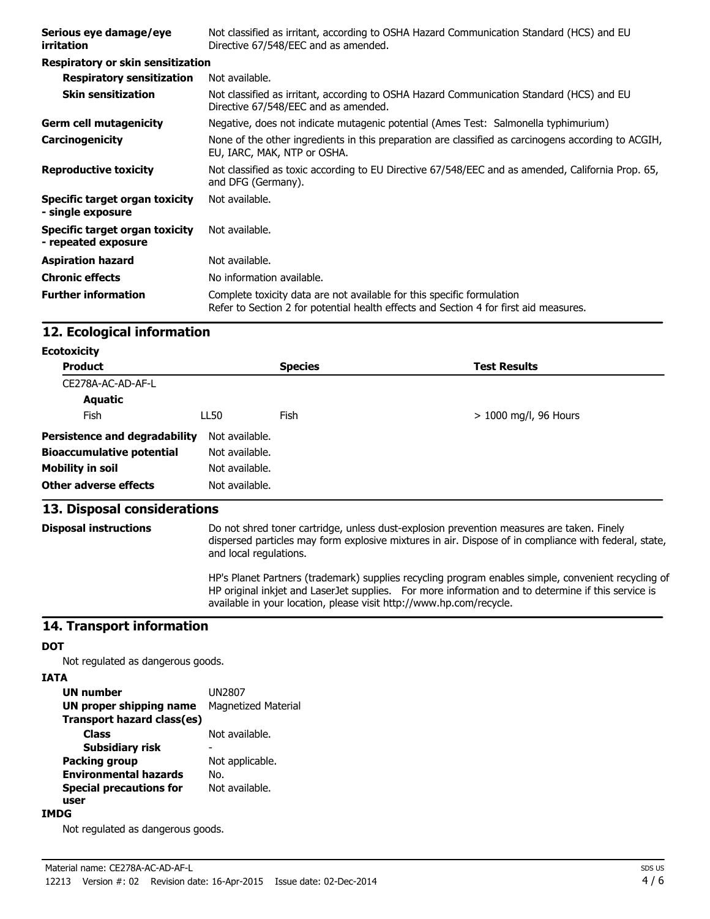| | |
|---|---|
| **Serious eye damage/eye irritation** | Not classified as irritant, according to OSHA Hazard Communication Standard (HCS) and EU Directive 67/548/EEC and as amended. |
| **Respiratory or skin sensitization** | |
| **Respiratory sensitization** | Not available. |
| **Skin sensitization** | Not classified as irritant, according to OSHA Hazard Communication Standard (HCS) and EU Directive 67/548/EEC and as amended. |
| **Germ cell mutagenicity** | Negative, does not indicate mutagenic potential (Ames Test: Salmonella typhimurium) |
| **Carcinogenicity** | None of the other ingredients in this preparation are classified as carcinogens according to ACGIH, EU, IARC, MAK, NTP or OSHA. |
| **Reproductive toxicity** | Not classified as toxic according to EU Directive 67/548/EEC and as amended, California Prop. 65, and DFG (Germany). |
| **Specific target organ toxicity - single exposure** | Not available. |
| **Specific target organ toxicity - repeated exposure** | Not available. |
| **Aspiration hazard** | Not available. |
| **Chronic effects** | No information available. |
| **Further information** | Complete toxicity data are not available for this specific formulation<br>Refer to Section 2 for potential health effects and Section 4 for first aid measures. |

## 12. Ecological information

**Ecotoxicity**

| Product | | Species | Test Results |
|---|---|---|---|
| CE278A-AC-AD-AF-L | | | |
| **Aquatic** | | | |
| Fish | LL50 | Fish | > 1000 mg/l, 96 Hours |

| | |
|---|---|
| **Persistence and degradability** | Not available. |
| **Bioaccumulative potential** | Not available. |
| **Mobility in soil** | Not available. |
| **Other adverse effects** | Not available. |

## 13. Disposal considerations

**Disposal instructions**

Do not shred toner cartridge, unless dust-explosion prevention measures are taken. Finely dispersed particles may form explosive mixtures in air. Dispose of in compliance with federal, state, and local regulations.

HP's Planet Partners (trademark) supplies recycling program enables simple, convenient recycling of HP original inkjet and LaserJet supplies. For more information and to determine if this service is available in your location, please visit http://www.hp.com/recycle.

## 14. Transport information

**DOT**

Not regulated as dangerous goods.

**IATA**

| | |
|---|---|
| **UN number** | UN2807 |
| **UN proper shipping name** | Magnetized Material |
| **Transport hazard class(es)** | |
| **Class** | Not available. |
| **Subsidiary risk** | - |
| **Packing group** | Not applicable. |
| **Environmental hazards** | No. |
| **Special precautions for user** | Not available. |

**IMDG**

Not regulated as dangerous goods.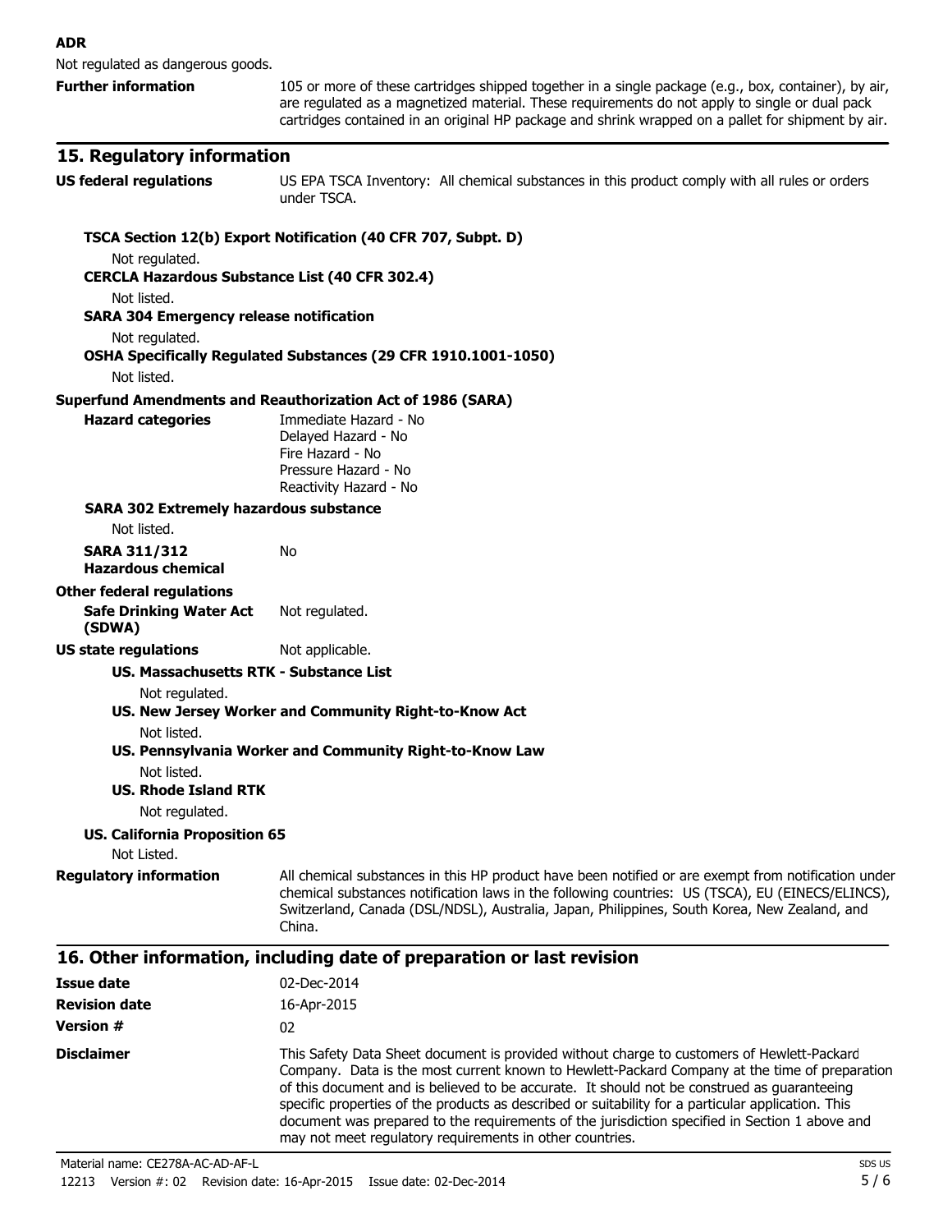**ADR**

Not regulated as dangerous goods.

**Further information** 105 or more of these cartridges shipped together in a single package (e.g., box, container), by air, are regulated as a magnetized material. These requirements do not apply to single or dual pack cartridges contained in an original HP package and shrink wrapped on a pallet for shipment by air.

## 15. Regulatory information

**US federal regulations** US EPA TSCA Inventory: All chemical substances in this product comply with all rules or orders under TSCA.

**TSCA Section 12(b) Export Notification (40 CFR 707, Subpt. D)**

Not regulated.

**CERCLA Hazardous Substance List (40 CFR 302.4)**

Not listed.

**SARA 304 Emergency release notification**

Not regulated.

**OSHA Specifically Regulated Substances (29 CFR 1910.1001-1050)**

Not listed.

**Superfund Amendments and Reauthorization Act of 1986 (SARA)**

**Hazard categories**
Immediate Hazard - No
Delayed Hazard - No
Fire Hazard - No
Pressure Hazard - No
Reactivity Hazard - No

**SARA 302 Extremely hazardous substance**

Not listed.

**SARA 311/312 Hazardous chemical** No

**Other federal regulations**

**Safe Drinking Water Act (SDWA)** Not regulated.

**US state regulations** Not applicable.

**US. Massachusetts RTK - Substance List**

Not regulated.

**US. New Jersey Worker and Community Right-to-Know Act**

Not listed.

**US. Pennsylvania Worker and Community Right-to-Know Law**

Not listed.

**US. Rhode Island RTK**

Not regulated.

**US. California Proposition 65**

Not Listed.

**Regulatory information** All chemical substances in this HP product have been notified or are exempt from notification under chemical substances notification laws in the following countries: US (TSCA), EU (EINECS/ELINCS), Switzerland, Canada (DSL/NDSL), Australia, Japan, Philippines, South Korea, New Zealand, and China.

## 16. Other information, including date of preparation or last revision

**Issue date** 02-Dec-2014

**Revision date** 16-Apr-2015

**Version #** 02

**Disclaimer** This Safety Data Sheet document is provided without charge to customers of Hewlett-Packard Company. Data is the most current known to Hewlett-Packard Company at the time of preparation of this document and is believed to be accurate. It should not be construed as guaranteeing specific properties of the products as described or suitability for a particular application. This document was prepared to the requirements of the jurisdiction specified in Section 1 above and may not meet regulatory requirements in other countries.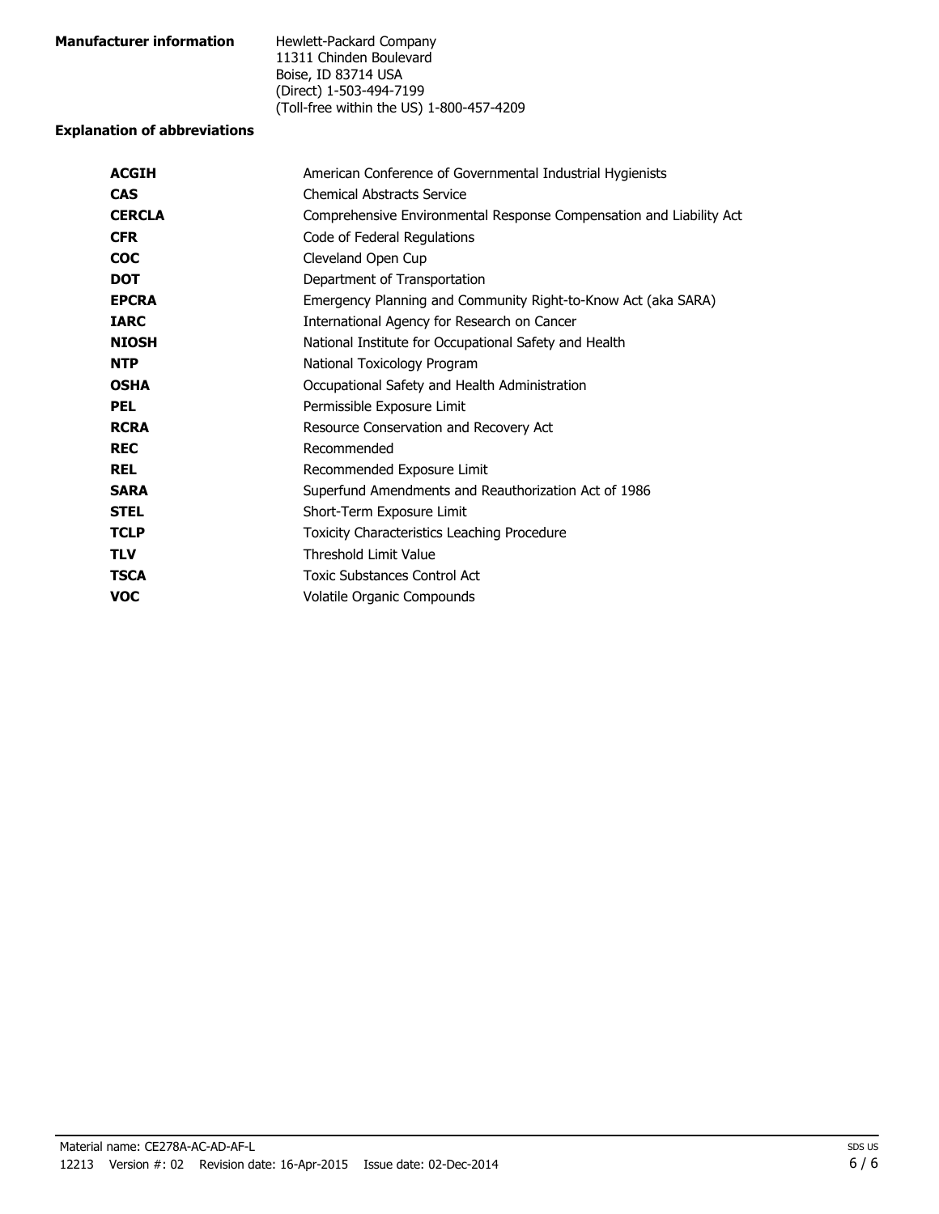**Manufacturer information**

Hewlett-Packard Company
11311 Chinden Boulevard
Boise, ID 83714 USA
(Direct) 1-503-494-7199
(Toll-free within the US) 1-800-457-4209

**Explanation of abbreviations**

| | |
|---|---|
| **ACGIH** | American Conference of Governmental Industrial Hygienists |
| **CAS** | Chemical Abstracts Service |
| **CERCLA** | Comprehensive Environmental Response Compensation and Liability Act |
| **CFR** | Code of Federal Regulations |
| **COC** | Cleveland Open Cup |
| **DOT** | Department of Transportation |
| **EPCRA** | Emergency Planning and Community Right-to-Know Act (aka SARA) |
| **IARC** | International Agency for Research on Cancer |
| **NIOSH** | National Institute for Occupational Safety and Health |
| **NTP** | National Toxicology Program |
| **OSHA** | Occupational Safety and Health Administration |
| **PEL** | Permissible Exposure Limit |
| **RCRA** | Resource Conservation and Recovery Act |
| **REC** | Recommended |
| **REL** | Recommended Exposure Limit |
| **SARA** | Superfund Amendments and Reauthorization Act of 1986 |
| **STEL** | Short-Term Exposure Limit |
| **TCLP** | Toxicity Characteristics Leaching Procedure |
| **TLV** | Threshold Limit Value |
| **TSCA** | Toxic Substances Control Act |
| **VOC** | Volatile Organic Compounds |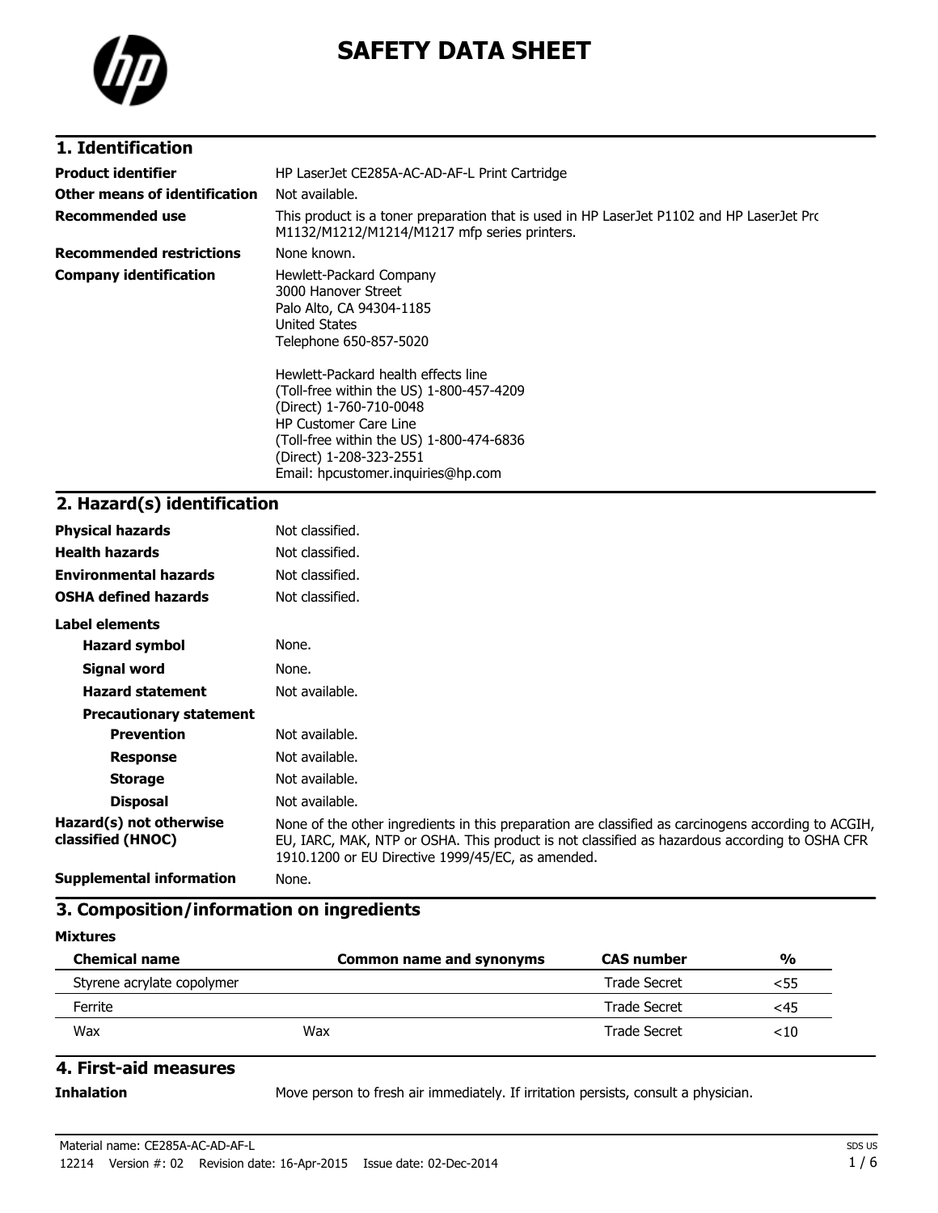# SAFETY DATA SHEET

## 1. Identification

| | |
|---|---|
| **Product identifier** | HP LaserJet CE285A-AC-AD-AF-L Print Cartridge |
| **Other means of identification** | Not available. |
| **Recommended use** | This product is a toner preparation that is used in HP LaserJet P1102 and HP LaserJet Pro M1132/M1212/M1214/M1217 mfp series printers. |
| **Recommended restrictions** | None known. |
| **Company identification** | Hewlett-Packard Company<br>3000 Hanover Street<br>Palo Alto, CA 94304-1185<br>United States<br>Telephone 650-857-5020<br><br>Hewlett-Packard health effects line<br>(Toll-free within the US) 1-800-457-4209<br>(Direct) 1-760-710-0048<br>HP Customer Care Line<br>(Toll-free within the US) 1-800-474-6836<br>(Direct) 1-208-323-2551<br>Email: hpcustomer.inquiries@hp.com |

## 2. Hazard(s) identification

| | |
|---|---|
| **Physical hazards** | Not classified. |
| **Health hazards** | Not classified. |
| **Environmental hazards** | Not classified. |
| **OSHA defined hazards** | Not classified. |

**Label elements**

| | |
|---|---|
| **Hazard symbol** | None. |
| **Signal word** | None. |
| **Hazard statement** | Not available. |
| **Precautionary statement** | |
| **Prevention** | Not available. |
| **Response** | Not available. |
| **Storage** | Not available. |
| **Disposal** | Not available. |
| **Hazard(s) not otherwise classified (HNOC)** | None of the other ingredients in this preparation are classified as carcinogens according to ACGIH, EU, IARC, MAK, NTP or OSHA. This product is not classified as hazardous according to OSHA CFR 1910.1200 or EU Directive 1999/45/EC, as amended. |
| **Supplemental information** | None. |

## 3. Composition/information on ingredients

**Mixtures**

| Chemical name | Common name and synonyms | CAS number | % |
|---|---|---|---|
| Styrene acrylate copolymer | | Trade Secret | <55 |
| Ferrite | | Trade Secret | <45 |
| Wax | Wax | Trade Secret | <10 |

## 4. First-aid measures

**Inhalation** Move person to fresh air immediately. If irritation persists, consult a physician.

Material name: CE285A-AC-AD-AF-L

12214 Version #: 02 Revision date: 16-Apr-2015 Issue date: 02-Dec-2014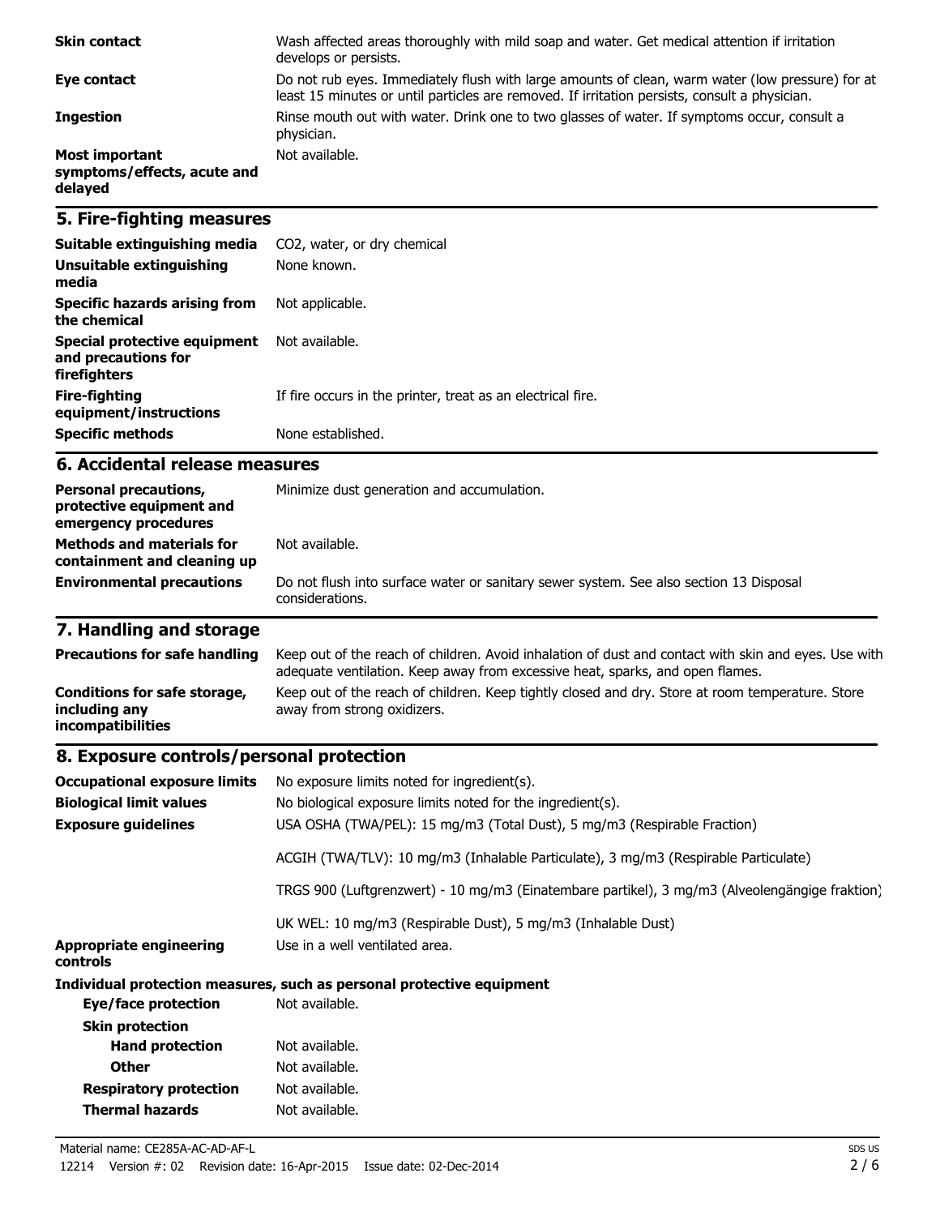| | |
|---|---|
| **Skin contact** | Wash affected areas thoroughly with mild soap and water. Get medical attention if irritation develops or persists. |
| **Eye contact** | Do not rub eyes. Immediately flush with large amounts of clean, warm water (low pressure) for at least 15 minutes or until particles are removed. If irritation persists, consult a physician. |
| **Ingestion** | Rinse mouth out with water. Drink one to two glasses of water. If symptoms occur, consult a physician. |
| **Most important symptoms/effects, acute and delayed** | Not available. |

## 5. Fire-fighting measures

| | |
|---|---|
| **Suitable extinguishing media** | $CO_2$, water, or dry chemical |
| **Unsuitable extinguishing media** | None known. |
| **Specific hazards arising from the chemical** | Not applicable. |
| **Special protective equipment and precautions for firefighters** | Not available. |
| **Fire-fighting equipment/instructions** | If fire occurs in the printer, treat as an electrical fire. |
| **Specific methods** | None established. |

## 6. Accidental release measures

| | |
|---|---|
| **Personal precautions, protective equipment and emergency procedures** | Minimize dust generation and accumulation. |
| **Methods and materials for containment and cleaning up** | Not available. |
| **Environmental precautions** | Do not flush into surface water or sanitary sewer system. See also section 13 Disposal considerations. |

## 7. Handling and storage

| | |
|---|---|
| **Precautions for safe handling** | Keep out of the reach of children. Avoid inhalation of dust and contact with skin and eyes. Use with adequate ventilation. Keep away from excessive heat, sparks, and open flames. |
| **Conditions for safe storage, including any incompatibilities** | Keep out of the reach of children. Keep tightly closed and dry. Store at room temperature. Store away from strong oxidizers. |

## 8. Exposure controls/personal protection

| | |
|---|---|
| **Occupational exposure limits** | No exposure limits noted for ingredient(s). |
| **Biological limit values** | No biological exposure limits noted for the ingredient(s). |
| **Exposure guidelines** | USA OSHA (TWA/PEL): 15 mg/m3 (Total Dust), 5 mg/m3 (Respirable Fraction) |
| | ACGIH (TWA/TLV): 10 mg/m3 (Inhalable Particulate), 3 mg/m3 (Respirable Particulate) |
| | TRGS 900 (Luftgrenzwert) - 10 mg/m3 (Einatembare partikel), 3 mg/m3 (Alveolengängige fraktion) |
| | UK WEL: 10 mg/m3 (Respirable Dust), 5 mg/m3 (Inhalable Dust) |
| **Appropriate engineering controls** | Use in a well ventilated area. |

**Individual protection measures, such as personal protective equipment**

| | |
|---|---|
| **Eye/face protection** | Not available. |
| **Skin protection** | |
| **Hand protection** | Not available. |
| **Other** | Not available. |
| **Respiratory protection** | Not available. |
| **Thermal hazards** | Not available. |

Material name: CE285A-AC-AD-AF-L

12214 Version #: 02 Revision date: 16-Apr-2015 Issue date: 02-Dec-2014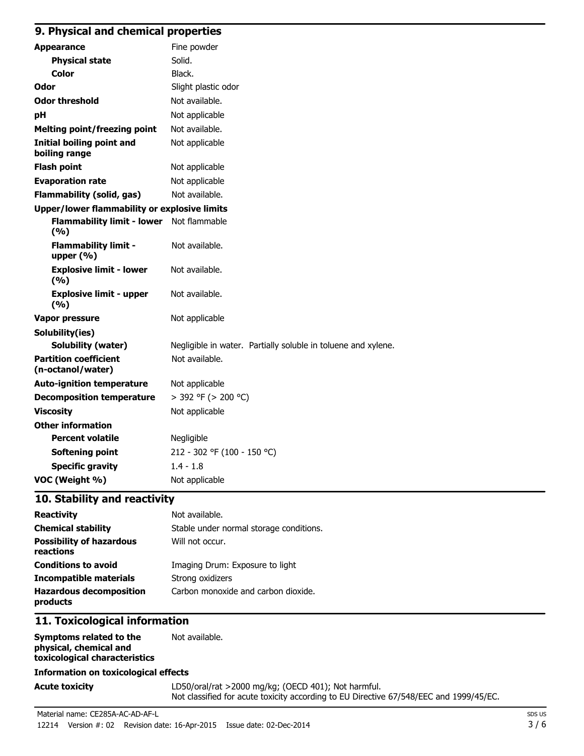## 9. Physical and chemical properties

| | |
|---|---|
| **Appearance** | Fine powder |
| **Physical state** | Solid. |
| **Color** | Black. |
| **Odor** | Slight plastic odor |
| **Odor threshold** | Not available. |
| **pH** | Not applicable |
| **Melting point/freezing point** | Not available. |
| **Initial boiling point and boiling range** | Not applicable |
| **Flash point** | Not applicable |
| **Evaporation rate** | Not applicable |
| **Flammability (solid, gas)** | Not available. |
| **Upper/lower flammability or explosive limits** | |
| **Flammability limit - lower (%)** | Not flammable |
| **Flammability limit - upper (%)** | Not available. |
| **Explosive limit - lower (%)** | Not available. |
| **Explosive limit - upper (%)** | Not available. |
| **Vapor pressure** | Not applicable |
| **Solubility(ies)** | |
| **Solubility (water)** | Negligible in water. Partially soluble in toluene and xylene. |
| **Partition coefficient (n-octanol/water)** | Not available. |
| **Auto-ignition temperature** | Not applicable |
| **Decomposition temperature** | > 392 °F (> 200 °C) |
| **Viscosity** | Not applicable |
| **Other information** | |
| **Percent volatile** | Negligible |
| **Softening point** | 212 - 302 °F (100 - 150 °C) |
| **Specific gravity** | 1.4 - 1.8 |
| **VOC (Weight %)** | Not applicable |

## 10. Stability and reactivity

| | |
|---|---|
| **Reactivity** | Not available. |
| **Chemical stability** | Stable under normal storage conditions. |
| **Possibility of hazardous reactions** | Will not occur. |
| **Conditions to avoid** | Imaging Drum: Exposure to light |
| **Incompatible materials** | Strong oxidizers |
| **Hazardous decomposition products** | Carbon monoxide and carbon dioxide. |

## 11. Toxicological information

| | |
|---|---|
| **Symptoms related to the physical, chemical and toxicological characteristics** | Not available. |

**Information on toxicological effects**

| | |
|---|---|
| **Acute toxicity** | LD50/oral/rat >2000 mg/kg; (OECD 401); Not harmful.<br>Not classified for acute toxicity according to EU Directive 67/548/EEC and 1999/45/EC. |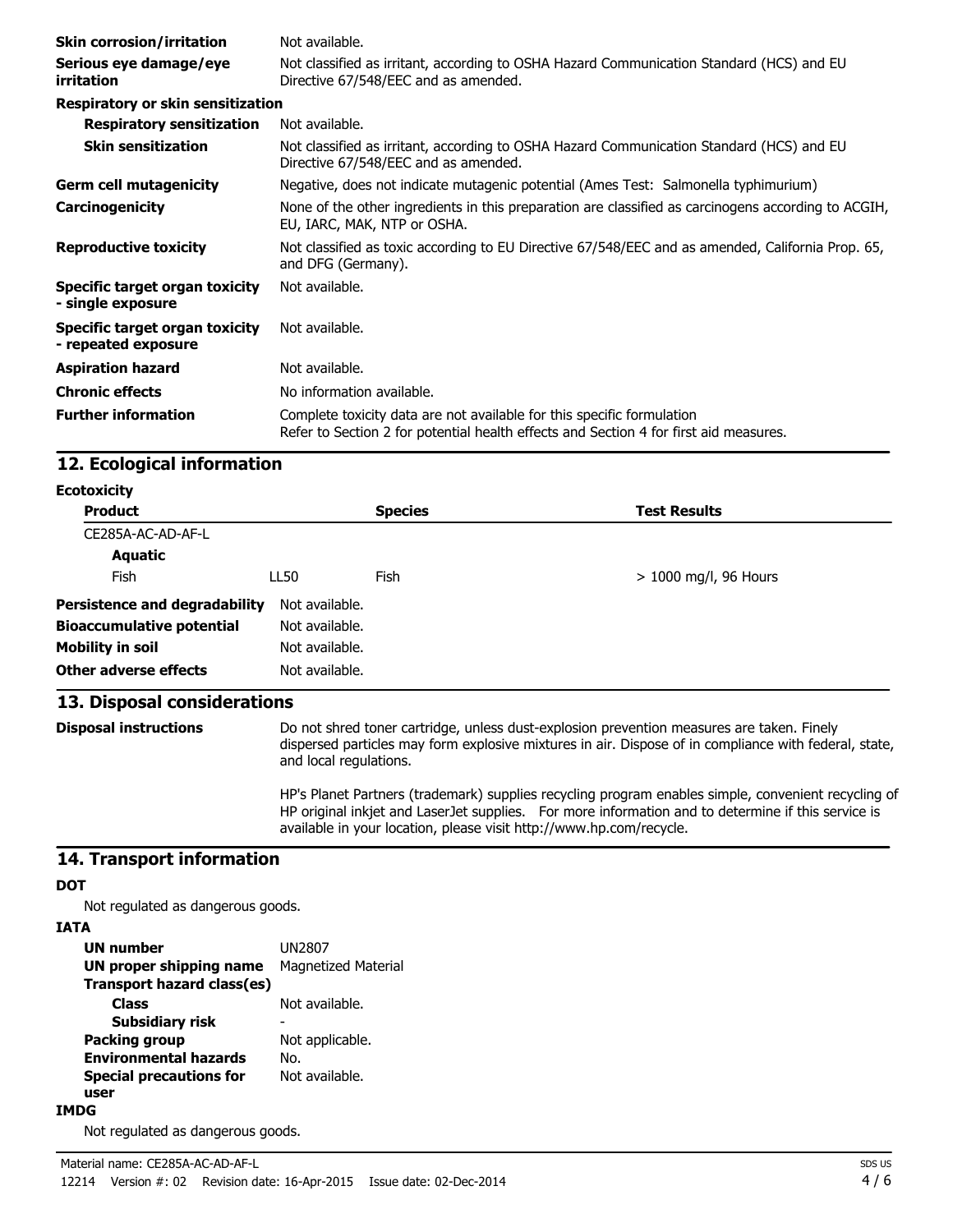| | |
|---|---|
| **Skin corrosion/irritation** | Not available. |
| **Serious eye damage/eye irritation** | Not classified as irritant, according to OSHA Hazard Communication Standard (HCS) and EU Directive 67/548/EEC and as amended. |
| **Respiratory or skin sensitization** | |
| **Respiratory sensitization** | Not available. |
| **Skin sensitization** | Not classified as irritant, according to OSHA Hazard Communication Standard (HCS) and EU Directive 67/548/EEC and as amended. |
| **Germ cell mutagenicity** | Negative, does not indicate mutagenic potential (Ames Test: Salmonella typhimurium) |
| **Carcinogenicity** | None of the other ingredients in this preparation are classified as carcinogens according to ACGIH, EU, IARC, MAK, NTP or OSHA. |
| **Reproductive toxicity** | Not classified as toxic according to EU Directive 67/548/EEC and as amended, California Prop. 65, and DFG (Germany). |
| **Specific target organ toxicity - single exposure** | Not available. |
| **Specific target organ toxicity - repeated exposure** | Not available. |
| **Aspiration hazard** | Not available. |
| **Chronic effects** | No information available. |
| **Further information** | Complete toxicity data are not available for this specific formulation<br>Refer to Section 2 for potential health effects and Section 4 for first aid measures. |

## 12. Ecological information

**Ecotoxicity**

| Product | | Species | Test Results |
|---|---|---|---|
| CE285A-AC-AD-AF-L | | | |
| **Aquatic** | | | |
| Fish | LL50 | Fish | > 1000 mg/l, 96 Hours |

| | |
|---|---|
| **Persistence and degradability** | Not available. |
| **Bioaccumulative potential** | Not available. |
| **Mobility in soil** | Not available. |
| **Other adverse effects** | Not available. |

## 13. Disposal considerations

**Disposal instructions**

Do not shred toner cartridge, unless dust-explosion prevention measures are taken. Finely dispersed particles may form explosive mixtures in air. Dispose of in compliance with federal, state, and local regulations.

HP's Planet Partners (trademark) supplies recycling program enables simple, convenient recycling of HP original inkjet and LaserJet supplies. For more information and to determine if this service is available in your location, please visit http://www.hp.com/recycle.

## 14. Transport information

**DOT**

Not regulated as dangerous goods.

**IATA**

| | |
|---|---|
| **UN number** | UN2807 |
| **UN proper shipping name** | Magnetized Material |
| **Transport hazard class(es)** | |
| **Class** | Not available. |
| **Subsidiary risk** | - |
| **Packing group** | Not applicable. |
| **Environmental hazards** | No. |
| **Special precautions for user** | Not available. |

**IMDG**

Not regulated as dangerous goods.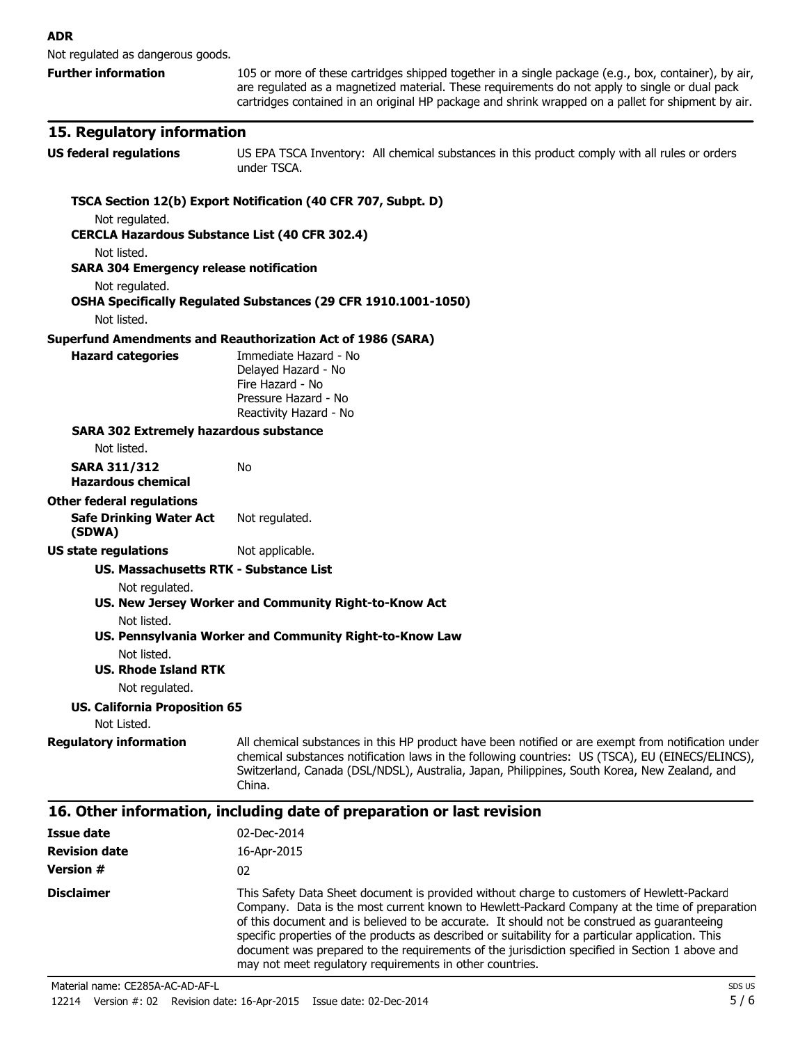**ADR**

Not regulated as dangerous goods.

**Further information** 105 or more of these cartridges shipped together in a single package (e.g., box, container), by air, are regulated as a magnetized material. These requirements do not apply to single or dual pack cartridges contained in an original HP package and shrink wrapped on a pallet for shipment by air.

## 15. Regulatory information

**US federal regulations** US EPA TSCA Inventory: All chemical substances in this product comply with all rules or orders under TSCA.

**TSCA Section 12(b) Export Notification (40 CFR 707, Subpt. D)**

Not regulated.

**CERCLA Hazardous Substance List (40 CFR 302.4)**

Not listed.

**SARA 304 Emergency release notification**

Not regulated.

**OSHA Specifically Regulated Substances (29 CFR 1910.1001-1050)**

Not listed.

**Superfund Amendments and Reauthorization Act of 1986 (SARA)**

**Hazard categories**
Immediate Hazard - No
Delayed Hazard - No
Fire Hazard - No
Pressure Hazard - No
Reactivity Hazard - No

**SARA 302 Extremely hazardous substance**

Not listed.

**SARA 311/312 Hazardous chemical** No

**Other federal regulations**

**Safe Drinking Water Act (SDWA)** Not regulated.

**US state regulations** Not applicable.

**US. Massachusetts RTK - Substance List**

Not regulated.

**US. New Jersey Worker and Community Right-to-Know Act**

Not listed.

**US. Pennsylvania Worker and Community Right-to-Know Law**

Not listed.

**US. Rhode Island RTK**

Not regulated.

**US. California Proposition 65**

Not Listed.

**Regulatory information** All chemical substances in this HP product have been notified or are exempt from notification under chemical substances notification laws in the following countries: US (TSCA), EU (EINECS/ELINCS), Switzerland, Canada (DSL/NDSL), Australia, Japan, Philippines, South Korea, New Zealand, and China.

## 16. Other information, including date of preparation or last revision

**Issue date** 02-Dec-2014

**Revision date** 16-Apr-2015

**Version #** 02

**Disclaimer** This Safety Data Sheet document is provided without charge to customers of Hewlett-Packard Company. Data is the most current known to Hewlett-Packard Company at the time of preparation of this document and is believed to be accurate. It should not be construed as guaranteeing specific properties of the products as described or suitability for a particular application. This document was prepared to the requirements of the jurisdiction specified in Section 1 above and may not meet regulatory requirements in other countries.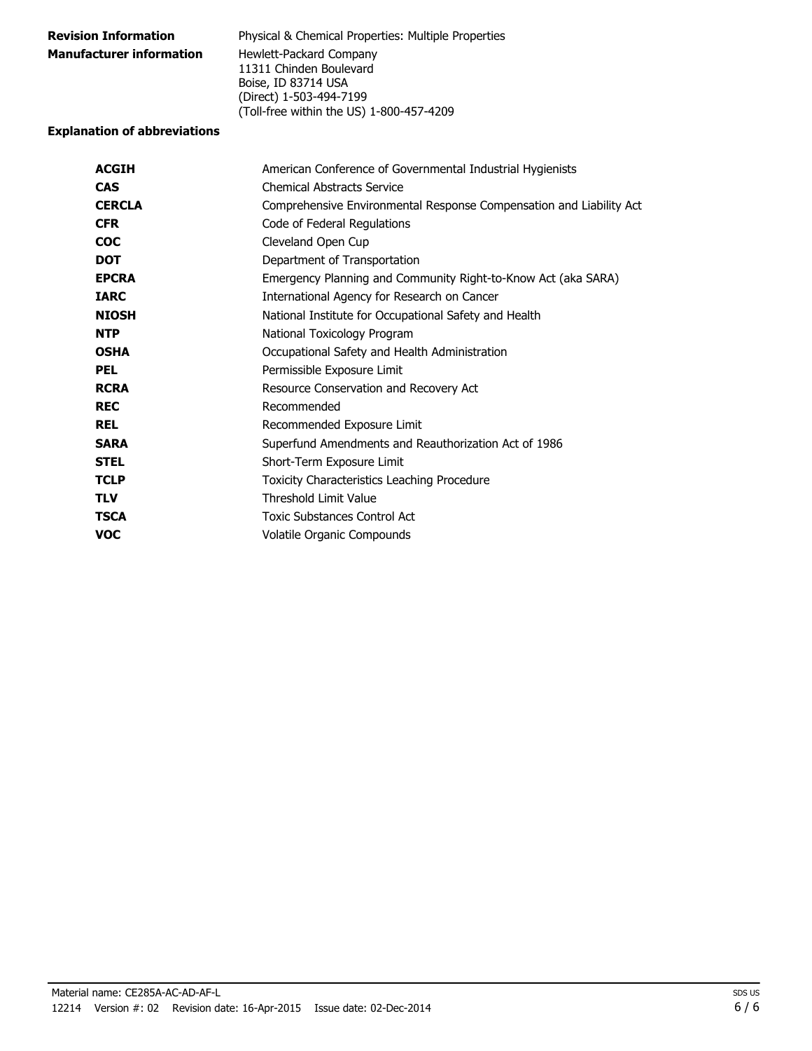**Revision Information** Physical & Chemical Properties: Multiple Properties

**Manufacturer information** Hewlett-Packard Company
11311 Chinden Boulevard
Boise, ID 83714 USA
(Direct) 1-503-494-7199
(Toll-free within the US) 1-800-457-4209

**Explanation of abbreviations**

| | |
|---|---|
| **ACGIH** | American Conference of Governmental Industrial Hygienists |
| **CAS** | Chemical Abstracts Service |
| **CERCLA** | Comprehensive Environmental Response Compensation and Liability Act |
| **CFR** | Code of Federal Regulations |
| **COC** | Cleveland Open Cup |
| **DOT** | Department of Transportation |
| **EPCRA** | Emergency Planning and Community Right-to-Know Act (aka SARA) |
| **IARC** | International Agency for Research on Cancer |
| **NIOSH** | National Institute for Occupational Safety and Health |
| **NTP** | National Toxicology Program |
| **OSHA** | Occupational Safety and Health Administration |
| **PEL** | Permissible Exposure Limit |
| **RCRA** | Resource Conservation and Recovery Act |
| **REC** | Recommended |
| **REL** | Recommended Exposure Limit |
| **SARA** | Superfund Amendments and Reauthorization Act of 1986 |
| **STEL** | Short-Term Exposure Limit |
| **TCLP** | Toxicity Characteristics Leaching Procedure |
| **TLV** | Threshold Limit Value |
| **TSCA** | Toxic Substances Control Act |
| **VOC** | Volatile Organic Compounds |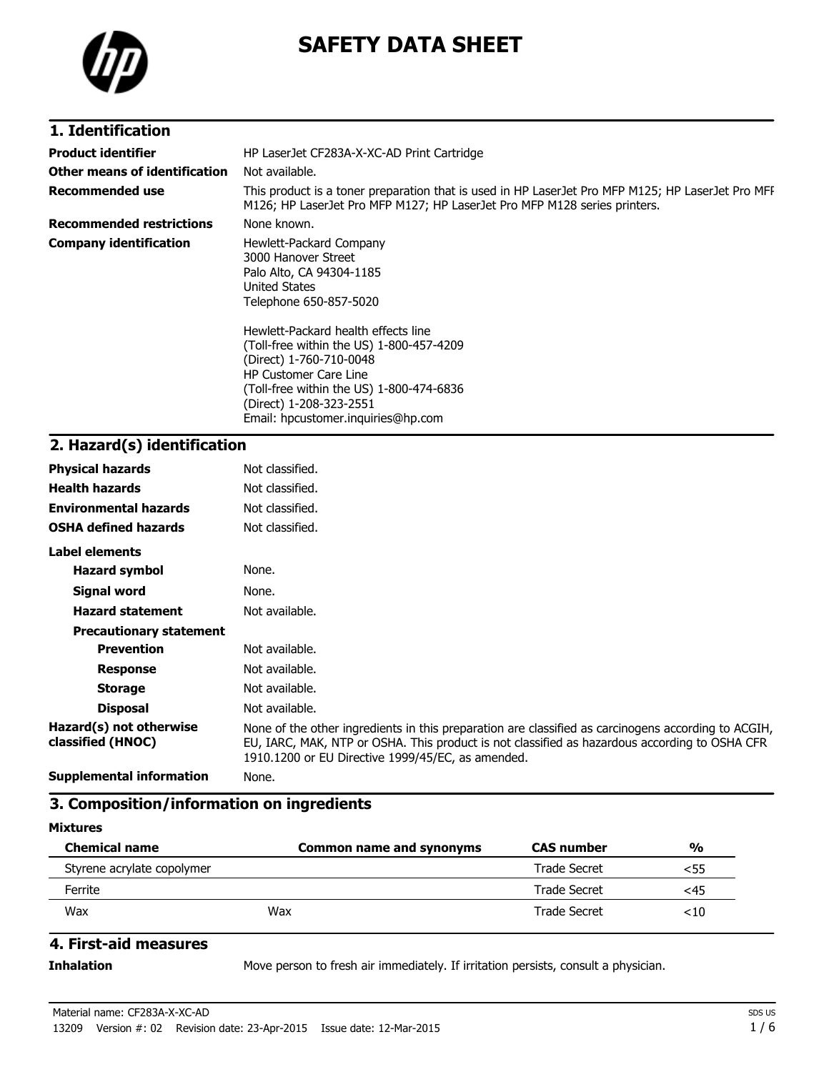# SAFETY DATA SHEET

## 1. Identification

| | |
|---|---|
| **Product identifier** | HP LaserJet CF283A-X-XC-AD Print Cartridge |
| **Other means of identification** | Not available. |
| **Recommended use** | This product is a toner preparation that is used in HP LaserJet Pro MFP M125; HP LaserJet Pro MFP M126; HP LaserJet Pro MFP M127; HP LaserJet Pro MFP M128 series printers. |
| **Recommended restrictions** | None known. |
| **Company identification** | Hewlett-Packard Company<br>3000 Hanover Street<br>Palo Alto, CA 94304-1185<br>United States<br>Telephone 650-857-5020<br><br>Hewlett-Packard health effects line<br>(Toll-free within the US) 1-800-457-4209<br>(Direct) 1-760-710-0048<br>HP Customer Care Line<br>(Toll-free within the US) 1-800-474-6836<br>(Direct) 1-208-323-2551<br>Email: hpcustomer.inquiries@hp.com |

## 2. Hazard(s) identification

| | |
|---|---|
| **Physical hazards** | Not classified. |
| **Health hazards** | Not classified. |
| **Environmental hazards** | Not classified. |
| **OSHA defined hazards** | Not classified. |

**Label elements**

| | |
|---|---|
| **Hazard symbol** | None. |
| **Signal word** | None. |
| **Hazard statement** | Not available. |

**Precautionary statement**

| | |
|---|---|
| **Prevention** | Not available. |
| **Response** | Not available. |
| **Storage** | Not available. |
| **Disposal** | Not available. |

| | |
|---|---|
| **Hazard(s) not otherwise classified (HNOC)** | None of the other ingredients in this preparation are classified as carcinogens according to ACGIH, EU, IARC, MAK, NTP or OSHA. This product is not classified as hazardous according to OSHA CFR 1910.1200 or EU Directive 1999/45/EC, as amended. |
| **Supplemental information** | None. |

## 3. Composition/information on ingredients

**Mixtures**

| Chemical name | Common name and synonyms | CAS number | % |
|---|---|---|---|
| Styrene acrylate copolymer | | Trade Secret | <55 |
| Ferrite | | Trade Secret | <45 |
| Wax | Wax | Trade Secret | <10 |

## 4. First-aid measures

| | |
|---|---|
| **Inhalation** | Move person to fresh air immediately. If irritation persists, consult a physician. |

Material name: CF283A-X-XC-AD

13209 Version #: 02 Revision date: 23-Apr-2015 Issue date: 12-Mar-2015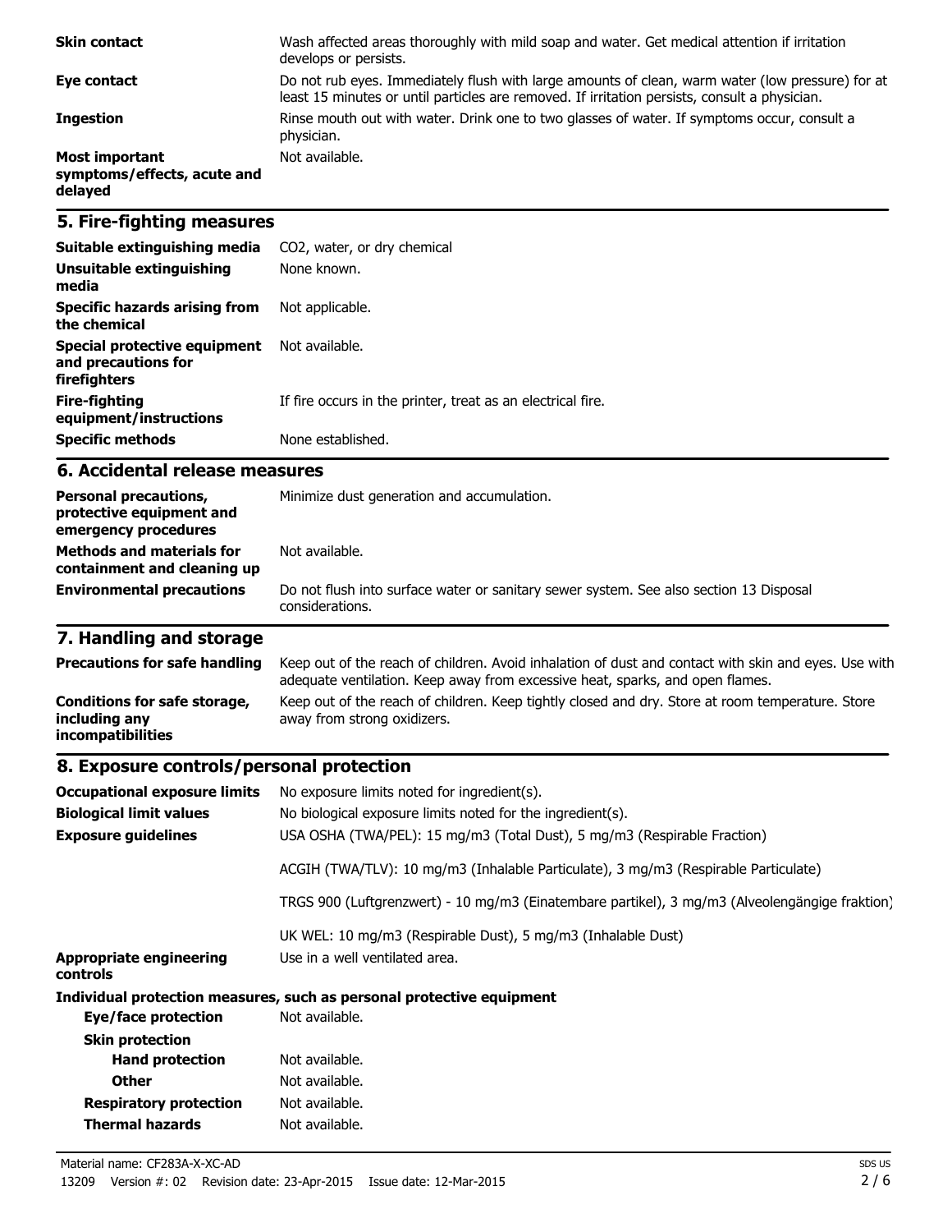| | |
|---|---|
| **Skin contact** | Wash affected areas thoroughly with mild soap and water. Get medical attention if irritation develops or persists. |
| **Eye contact** | Do not rub eyes. Immediately flush with large amounts of clean, warm water (low pressure) for at least 15 minutes or until particles are removed. If irritation persists, consult a physician. |
| **Ingestion** | Rinse mouth out with water. Drink one to two glasses of water. If symptoms occur, consult a physician. |
| **Most important symptoms/effects, acute and delayed** | Not available. |

## 5. Fire-fighting measures

| | |
|---|---|
| **Suitable extinguishing media** | $CO_2$, water, or dry chemical |
| **Unsuitable extinguishing media** | None known. |
| **Specific hazards arising from the chemical** | Not applicable. |
| **Special protective equipment and precautions for firefighters** | Not available. |
| **Fire-fighting equipment/instructions** | If fire occurs in the printer, treat as an electrical fire. |
| **Specific methods** | None established. |

## 6. Accidental release measures

| | |
|---|---|
| **Personal precautions, protective equipment and emergency procedures** | Minimize dust generation and accumulation. |
| **Methods and materials for containment and cleaning up** | Not available. |
| **Environmental precautions** | Do not flush into surface water or sanitary sewer system. See also section 13 Disposal considerations. |

## 7. Handling and storage

| | |
|---|---|
| **Precautions for safe handling** | Keep out of the reach of children. Avoid inhalation of dust and contact with skin and eyes. Use with adequate ventilation. Keep away from excessive heat, sparks, and open flames. |
| **Conditions for safe storage, including any incompatibilities** | Keep out of the reach of children. Keep tightly closed and dry. Store at room temperature. Store away from strong oxidizers. |

## 8. Exposure controls/personal protection

| | |
|---|---|
| **Occupational exposure limits** | No exposure limits noted for ingredient(s). |
| **Biological limit values** | No biological exposure limits noted for the ingredient(s). |
| **Exposure guidelines** | USA OSHA (TWA/PEL): 15 mg/m3 (Total Dust), 5 mg/m3 (Respirable Fraction) |
| | ACGIH (TWA/TLV): 10 mg/m3 (Inhalable Particulate), 3 mg/m3 (Respirable Particulate) |
| | TRGS 900 (Luftgrenzwert) - 10 mg/m3 (Einatembare partikel), 3 mg/m3 (Alveolengängige fraktion) |
| | UK WEL: 10 mg/m3 (Respirable Dust), 5 mg/m3 (Inhalable Dust) |
| **Appropriate engineering controls** | Use in a well ventilated area. |

**Individual protection measures, such as personal protective equipment**

| | |
|---|---|
| **Eye/face protection** | Not available. |
| **Skin protection** | |
| **Hand protection** | Not available. |
| **Other** | Not available. |
| **Respiratory protection** | Not available. |
| **Thermal hazards** | Not available. |

Material name: CF283A-X-XC-AD

13209 Version #: 02 Revision date: 23-Apr-2015 Issue date: 12-Mar-2015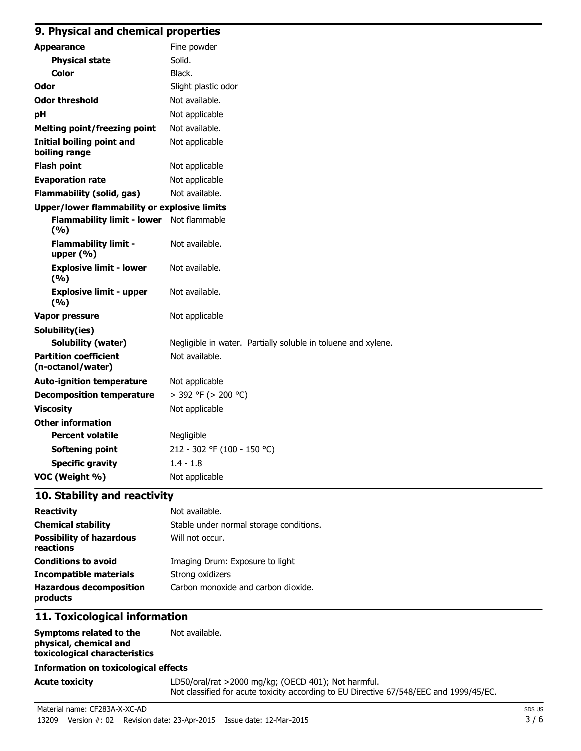## 9. Physical and chemical properties

| | |
|---|---|
| **Appearance** | Fine powder |
| **Physical state** | Solid. |
| **Color** | Black. |
| **Odor** | Slight plastic odor |
| **Odor threshold** | Not available. |
| **pH** | Not applicable |
| **Melting point/freezing point** | Not available. |
| **Initial boiling point and boiling range** | Not applicable |
| **Flash point** | Not applicable |
| **Evaporation rate** | Not applicable |
| **Flammability (solid, gas)** | Not available. |
| **Upper/lower flammability or explosive limits** | |
| **Flammability limit - lower (%)** | Not flammable |
| **Flammability limit - upper (%)** | Not available. |
| **Explosive limit - lower (%)** | Not available. |
| **Explosive limit - upper (%)** | Not available. |
| **Vapor pressure** | Not applicable |
| **Solubility(ies)** | |
| **Solubility (water)** | Negligible in water. Partially soluble in toluene and xylene. |
| **Partition coefficient (n-octanol/water)** | Not available. |
| **Auto-ignition temperature** | Not applicable |
| **Decomposition temperature** | > 392 °F (> 200 °C) |
| **Viscosity** | Not applicable |
| **Other information** | |
| **Percent volatile** | Negligible |
| **Softening point** | 212 - 302 °F (100 - 150 °C) |
| **Specific gravity** | 1.4 - 1.8 |
| **VOC (Weight %)** | Not applicable |

## 10. Stability and reactivity

| | |
|---|---|
| **Reactivity** | Not available. |
| **Chemical stability** | Stable under normal storage conditions. |
| **Possibility of hazardous reactions** | Will not occur. |
| **Conditions to avoid** | Imaging Drum: Exposure to light |
| **Incompatible materials** | Strong oxidizers |
| **Hazardous decomposition products** | Carbon monoxide and carbon dioxide. |

## 11. Toxicological information

| | |
|---|---|
| **Symptoms related to the physical, chemical and toxicological characteristics** | Not available. |

**Information on toxicological effects**

| | |
|---|---|
| **Acute toxicity** | LD50/oral/rat >2000 mg/kg; (OECD 401); Not harmful. Not classified for acute toxicity according to EU Directive 67/548/EEC and 1999/45/EC. |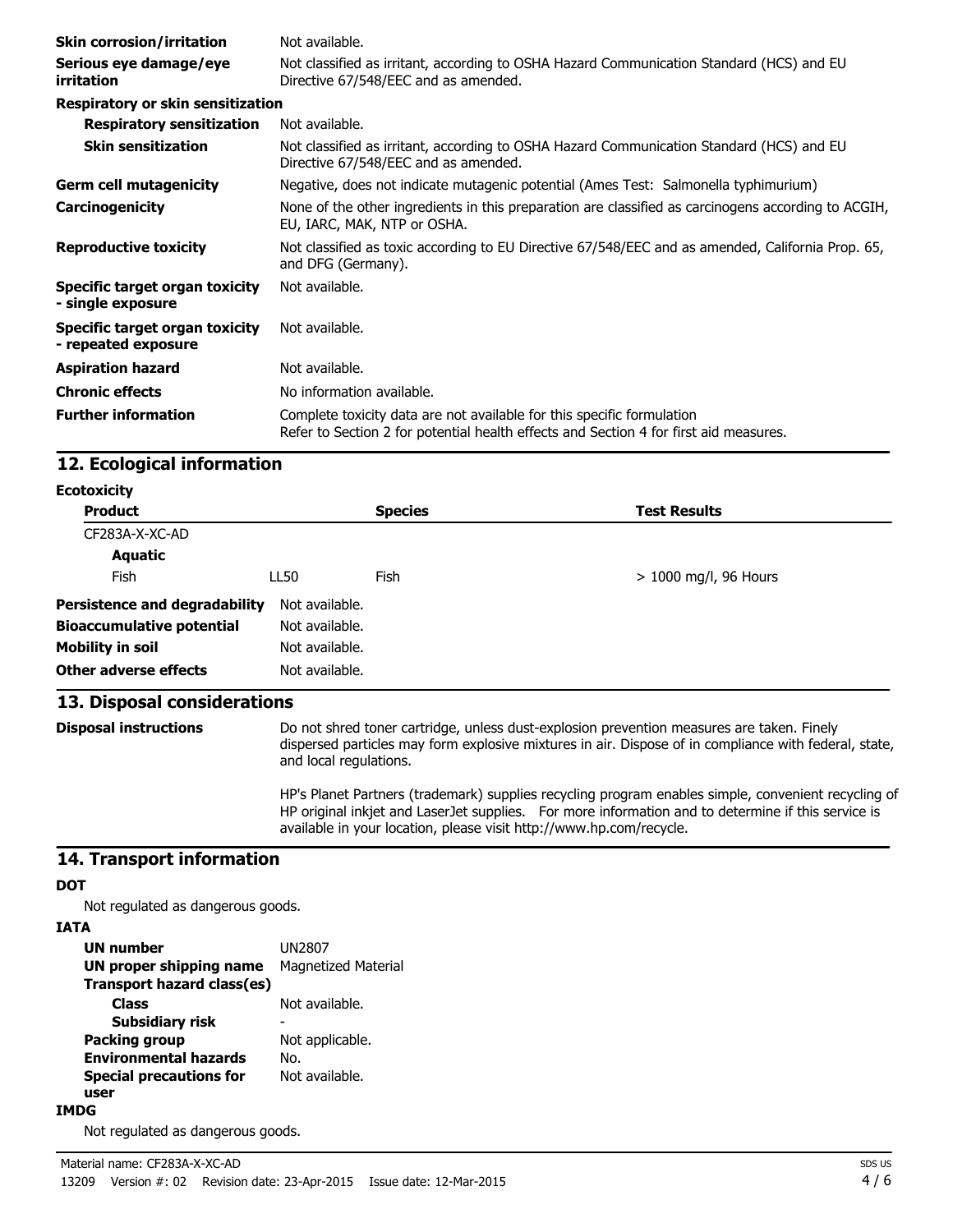| | |
|---|---|
| **Skin corrosion/irritation** | Not available. |
| **Serious eye damage/eye irritation** | Not classified as irritant, according to OSHA Hazard Communication Standard (HCS) and EU Directive 67/548/EEC and as amended. |
| **Respiratory or skin sensitization** | |
| **Respiratory sensitization** | Not available. |
| **Skin sensitization** | Not classified as irritant, according to OSHA Hazard Communication Standard (HCS) and EU Directive 67/548/EEC and as amended. |
| **Germ cell mutagenicity** | Negative, does not indicate mutagenic potential (Ames Test: Salmonella typhimurium) |
| **Carcinogenicity** | None of the other ingredients in this preparation are classified as carcinogens according to ACGIH, EU, IARC, MAK, NTP or OSHA. |
| **Reproductive toxicity** | Not classified as toxic according to EU Directive 67/548/EEC and as amended, California Prop. 65, and DFG (Germany). |
| **Specific target organ toxicity - single exposure** | Not available. |
| **Specific target organ toxicity - repeated exposure** | Not available. |
| **Aspiration hazard** | Not available. |
| **Chronic effects** | No information available. |
| **Further information** | Complete toxicity data are not available for this specific formulation<br>Refer to Section 2 for potential health effects and Section 4 for first aid measures. |

## 12. Ecological information

**Ecotoxicity**

| Product | | Species | Test Results |
|---|---|---|---|
| CF283A-X-XC-AD | | | |
| **Aquatic** | | | |
| Fish | LL50 | Fish | > 1000 mg/l, 96 Hours |

| | |
|---|---|
| **Persistence and degradability** | Not available. |
| **Bioaccumulative potential** | Not available. |
| **Mobility in soil** | Not available. |
| **Other adverse effects** | Not available. |

## 13. Disposal considerations

**Disposal instructions**

Do not shred toner cartridge, unless dust-explosion prevention measures are taken. Finely dispersed particles may form explosive mixtures in air. Dispose of in compliance with federal, state, and local regulations.

HP's Planet Partners (trademark) supplies recycling program enables simple, convenient recycling of HP original inkjet and LaserJet supplies. For more information and to determine if this service is available in your location, please visit http://www.hp.com/recycle.

## 14. Transport information

**DOT**

Not regulated as dangerous goods.

**IATA**

| | |
|---|---|
| **UN number** | UN2807 |
| **UN proper shipping name** | Magnetized Material |
| **Transport hazard class(es)** | |
| **Class** | Not available. |
| **Subsidiary risk** | - |
| **Packing group** | Not applicable. |
| **Environmental hazards** | No. |
| **Special precautions for user** | Not available. |

**IMDG**

Not regulated as dangerous goods.

Material name: CF283A-X-XC-AD

13209 Version #: 02 Revision date: 23-Apr-2015 Issue date: 12-Mar-2015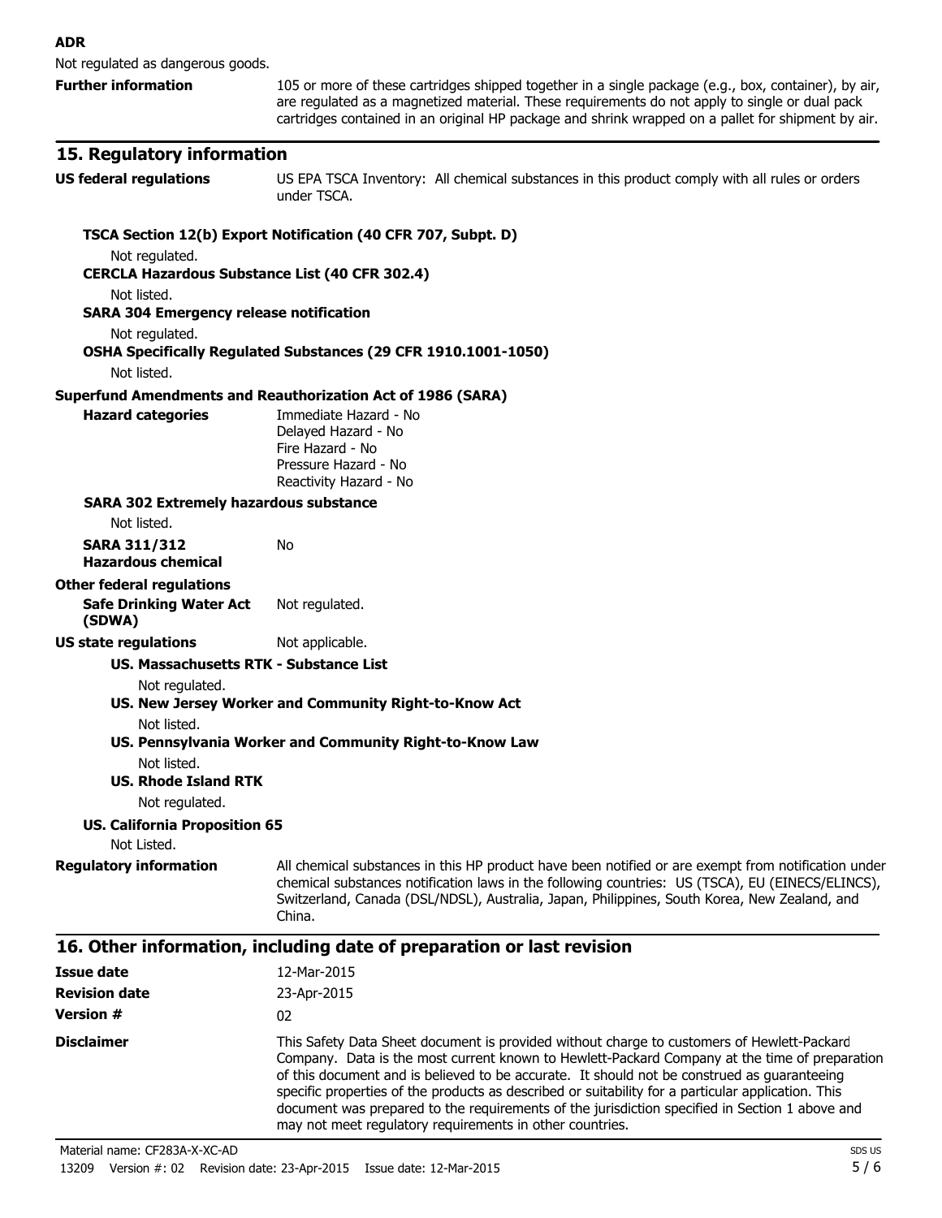**ADR**

Not regulated as dangerous goods.

**Further information** 105 or more of these cartridges shipped together in a single package (e.g., box, container), by air, are regulated as a magnetized material. These requirements do not apply to single or dual pack cartridges contained in an original HP package and shrink wrapped on a pallet for shipment by air.

## 15. Regulatory information

**US federal regulations** US EPA TSCA Inventory: All chemical substances in this product comply with all rules or orders under TSCA.

**TSCA Section 12(b) Export Notification (40 CFR 707, Subpt. D)**

Not regulated.

**CERCLA Hazardous Substance List (40 CFR 302.4)**

Not listed.

**SARA 304 Emergency release notification**

Not regulated.

**OSHA Specifically Regulated Substances (29 CFR 1910.1001-1050)**

Not listed.

**Superfund Amendments and Reauthorization Act of 1986 (SARA)**

**Hazard categories**
Immediate Hazard - No
Delayed Hazard - No
Fire Hazard - No
Pressure Hazard - No
Reactivity Hazard - No

**SARA 302 Extremely hazardous substance**

Not listed.

**SARA 311/312 Hazardous chemical** No

**Other federal regulations**

**Safe Drinking Water Act (SDWA)** Not regulated.

**US state regulations** Not applicable.

**US. Massachusetts RTK - Substance List**

Not regulated.

**US. New Jersey Worker and Community Right-to-Know Act**

Not listed.

**US. Pennsylvania Worker and Community Right-to-Know Law**

Not listed.

**US. Rhode Island RTK**

Not regulated.

**US. California Proposition 65**

Not Listed.

**Regulatory information** All chemical substances in this HP product have been notified or are exempt from notification under chemical substances notification laws in the following countries: US (TSCA), EU (EINECS/ELINCS), Switzerland, Canada (DSL/NDSL), Australia, Japan, Philippines, South Korea, New Zealand, and China.

## 16. Other information, including date of preparation or last revision

**Issue date** 12-Mar-2015

**Revision date** 23-Apr-2015

**Version #** 02

**Disclaimer** This Safety Data Sheet document is provided without charge to customers of Hewlett-Packard Company. Data is the most current known to Hewlett-Packard Company at the time of preparation of this document and is believed to be accurate. It should not be construed as guaranteeing specific properties of the products as described or suitability for a particular application. This document was prepared to the requirements of the jurisdiction specified in Section 1 above and may not meet regulatory requirements in other countries.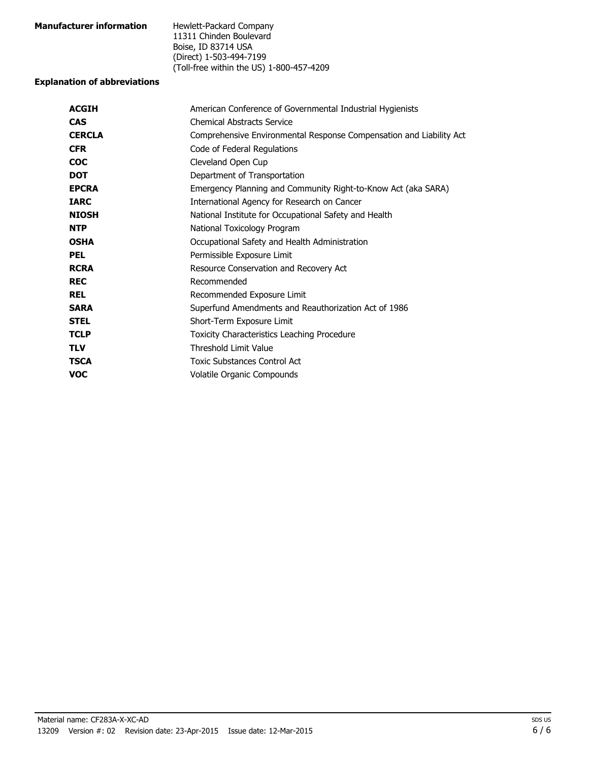**Manufacturer information**

Hewlett-Packard Company
11311 Chinden Boulevard
Boise, ID 83714 USA
(Direct) 1-503-494-7199
(Toll-free within the US) 1-800-457-4209

**Explanation of abbreviations**

| | |
|---|---|
| **ACGIH** | American Conference of Governmental Industrial Hygienists |
| **CAS** | Chemical Abstracts Service |
| **CERCLA** | Comprehensive Environmental Response Compensation and Liability Act |
| **CFR** | Code of Federal Regulations |
| **COC** | Cleveland Open Cup |
| **DOT** | Department of Transportation |
| **EPCRA** | Emergency Planning and Community Right-to-Know Act (aka SARA) |
| **IARC** | International Agency for Research on Cancer |
| **NIOSH** | National Institute for Occupational Safety and Health |
| **NTP** | National Toxicology Program |
| **OSHA** | Occupational Safety and Health Administration |
| **PEL** | Permissible Exposure Limit |
| **RCRA** | Resource Conservation and Recovery Act |
| **REC** | Recommended |
| **REL** | Recommended Exposure Limit |
| **SARA** | Superfund Amendments and Reauthorization Act of 1986 |
| **STEL** | Short-Term Exposure Limit |
| **TCLP** | Toxicity Characteristics Leaching Procedure |
| **TLV** | Threshold Limit Value |
| **TSCA** | Toxic Substances Control Act |
| **VOC** | Volatile Organic Compounds |